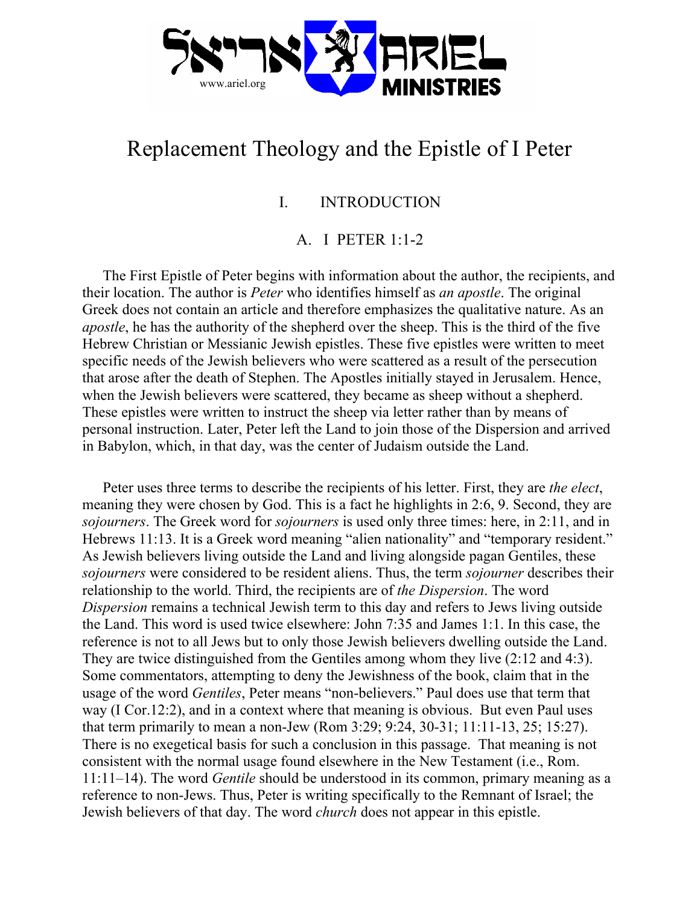# Replacement Theology and the Epistle of I Peter

## I. INTRODUCTION

### A. I PETER 1:1-2

The First Epistle of Peter begins with information about the author, the recipients, and their location. The author is *Peter* who identifies himself as *an apostle*. The original Greek does not contain an article and therefore emphasizes the qualitative nature. As an *apostle*, he has the authority of the shepherd over the sheep. This is the third of the five Hebrew Christian or Messianic Jewish epistles. These five epistles were written to meet specific needs of the Jewish believers who were scattered as a result of the persecution that arose after the death of Stephen. The Apostles initially stayed in Jerusalem. Hence, when the Jewish believers were scattered, they became as sheep without a shepherd. These epistles were written to instruct the sheep via letter rather than by means of personal instruction. Later, Peter left the Land to join those of the Dispersion and arrived in Babylon, which, in that day, was the center of Judaism outside the Land.

Peter uses three terms to describe the recipients of his letter. First, they are *the elect*, meaning they were chosen by God. This is a fact he highlights in 2:6, 9. Second, they are *sojourners*. The Greek word for *sojourners* is used only three times: here, in 2:11, and in Hebrews 11:13. It is a Greek word meaning "alien nationality" and "temporary resident." As Jewish believers living outside the Land and living alongside pagan Gentiles, these *sojourners* were considered to be resident aliens. Thus, the term *sojourner* describes their relationship to the world. Third, the recipients are of *the Dispersion*. The word *Dispersion* remains a technical Jewish term to this day and refers to Jews living outside the Land. This word is used twice elsewhere: John 7:35 and James 1:1. In this case, the reference is not to all Jews but to only those Jewish believers dwelling outside the Land. They are twice distinguished from the Gentiles among whom they live (2:12 and 4:3). Some commentators, attempting to deny the Jewishness of the book, claim that in the usage of the word *Gentiles*, Peter means "non-believers." Paul does use that term that way (I Cor.12:2), and in a context where that meaning is obvious. But even Paul uses that term primarily to mean a non-Jew (Rom 3:29; 9:24, 30-31; 11:11-13, 25; 15:27). There is no exegetical basis for such a conclusion in this passage. That meaning is not consistent with the normal usage found elsewhere in the New Testament (i.e., Rom. 11:11–14). The word *Gentile* should be understood in its common, primary meaning as a reference to non-Jews. Thus, Peter is writing specifically to the Remnant of Israel; the Jewish believers of that day. The word *church* does not appear in this epistle.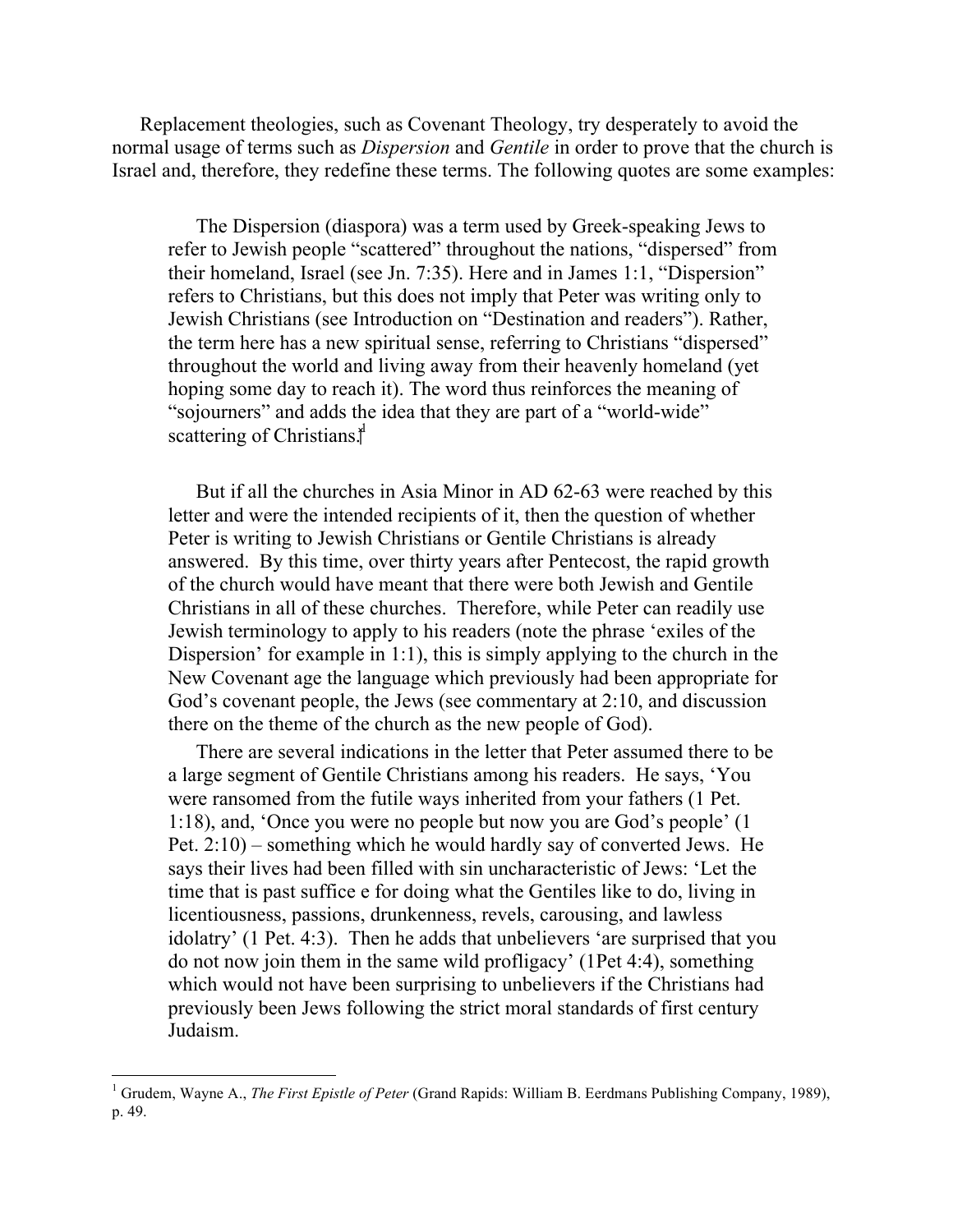Replacement theologies, such as Covenant Theology, try desperately to avoid the normal usage of terms such as *Dispersion* and *Gentile* in order to prove that the church is Israel and, therefore, they redefine these terms. The following quotes are some examples:

> The Dispersion (diaspora) was a term used by Greek-speaking Jews to refer to Jewish people "scattered" throughout the nations, "dispersed" from their homeland, Israel (see Jn. 7:35). Here and in James 1:1, "Dispersion" refers to Christians, but this does not imply that Peter was writing only to Jewish Christians (see Introduction on "Destination and readers"). Rather, the term here has a new spiritual sense, referring to Christians "dispersed" throughout the world and living away from their heavenly homeland (yet hoping some day to reach it). The word thus reinforces the meaning of "sojourners" and adds the idea that they are part of a "world-wide" scattering of Christians.[1]

> But if all the churches in Asia Minor in AD 62-63 were reached by this letter and were the intended recipients of it, then the question of whether Peter is writing to Jewish Christians or Gentile Christians is already answered. By this time, over thirty years after Pentecost, the rapid growth of the church would have meant that there were both Jewish and Gentile Christians in all of these churches. Therefore, while Peter can readily use Jewish terminology to apply to his readers (note the phrase 'exiles of the Dispersion' for example in 1:1), this is simply applying to the church in the New Covenant age the language which previously had been appropriate for God's covenant people, the Jews (see commentary at 2:10, and discussion there on the theme of the church as the new people of God).
>
> There are several indications in the letter that Peter assumed there to be a large segment of Gentile Christians among his readers. He says, 'You were ransomed from the futile ways inherited from your fathers (1 Pet. 1:18), and, 'Once you were no people but now you are God's people' (1 Pet. 2:10) – something which he would hardly say of converted Jews. He says their lives had been filled with sin uncharacteristic of Jews: 'Let the time that is past suffice e for doing what the Gentiles like to do, living in licentiousness, passions, drunkenness, revels, carousing, and lawless idolatry' (1 Pet. 4:3). Then he adds that unbelievers 'are surprised that you do not now join them in the same wild profligacy' (1Pet 4:4), something which would not have been surprising to unbelievers if the Christians had previously been Jews following the strict moral standards of first century Judaism.

---

[1] Grudem, Wayne A., *The First Epistle of Peter* (Grand Rapids: William B. Eerdmans Publishing Company, 1989), p. 49.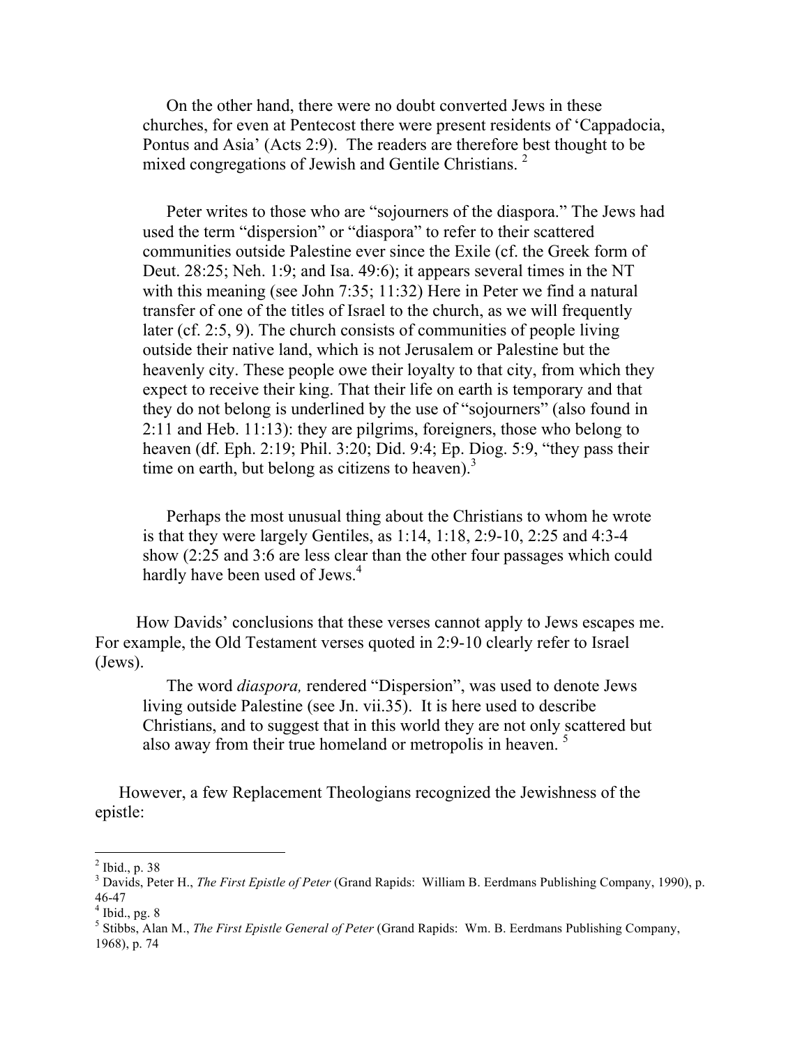> On the other hand, there were no doubt converted Jews in these churches, for even at Pentecost there were present residents of 'Cappadocia, Pontus and Asia' (Acts 2:9). The readers are therefore best thought to be mixed congregations of Jewish and Gentile Christians. [2]

> Peter writes to those who are "sojourners of the diaspora." The Jews had used the term "dispersion" or "diaspora" to refer to their scattered communities outside Palestine ever since the Exile (cf. the Greek form of Deut. 28:25; Neh. 1:9; and Isa. 49:6); it appears several times in the NT with this meaning (see John 7:35; 11:32) Here in Peter we find a natural transfer of one of the titles of Israel to the church, as we will frequently later (cf. 2:5, 9). The church consists of communities of people living outside their native land, which is not Jerusalem or Palestine but the heavenly city. These people owe their loyalty to that city, from which they expect to receive their king. That their life on earth is temporary and that they do not belong is underlined by the use of "sojourners" (also found in 2:11 and Heb. 11:13): they are pilgrims, foreigners, those who belong to heaven (df. Eph. 2:19; Phil. 3:20; Did. 9:4; Ep. Diog. 5:9, "they pass their time on earth, but belong as citizens to heaven).[3]

> Perhaps the most unusual thing about the Christians to whom he wrote is that they were largely Gentiles, as 1:14, 1:18, 2:9-10, 2:25 and 4:3-4 show (2:25 and 3:6 are less clear than the other four passages which could hardly have been used of Jews.[4]

How Davids' conclusions that these verses cannot apply to Jews escapes me. For example, the Old Testament verses quoted in 2:9-10 clearly refer to Israel (Jews).

> The word *diaspora,* rendered "Dispersion", was used to denote Jews living outside Palestine (see Jn. vii.35). It is here used to describe Christians, and to suggest that in this world they are not only scattered but also away from their true homeland or metropolis in heaven. [5]

However, a few Replacement Theologians recognized the Jewishness of the epistle:

---

[2] Ibid., p. 38

[3] Davids, Peter H., *The First Epistle of Peter* (Grand Rapids: William B. Eerdmans Publishing Company, 1990), p. 46-47

[4] Ibid., pg. 8

[5] Stibbs, Alan M., *The First Epistle General of Peter* (Grand Rapids: Wm. B. Eerdmans Publishing Company, 1968), p. 74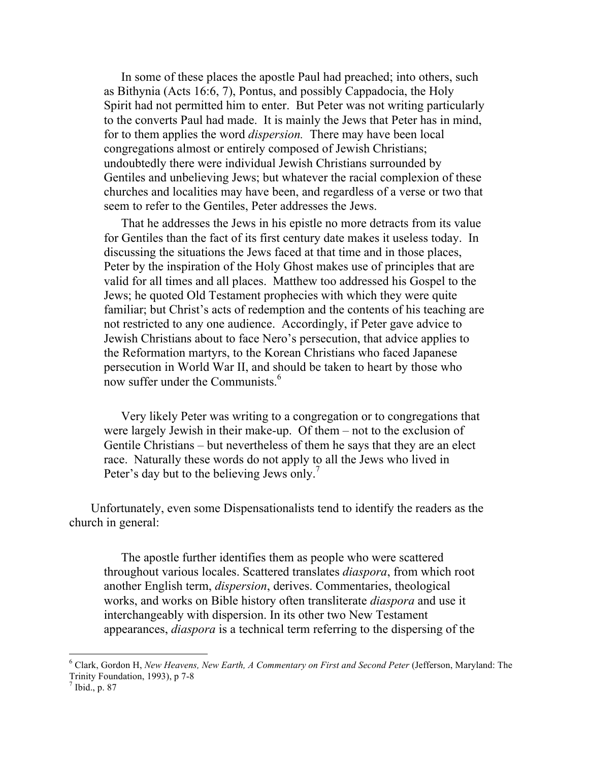> In some of these places the apostle Paul had preached; into others, such as Bithynia (Acts 16:6, 7), Pontus, and possibly Cappadocia, the Holy Spirit had not permitted him to enter. But Peter was not writing particularly to the converts Paul had made. It is mainly the Jews that Peter has in mind, for to them applies the word *dispersion.* There may have been local congregations almost or entirely composed of Jewish Christians; undoubtedly there were individual Jewish Christians surrounded by Gentiles and unbelieving Jews; but whatever the racial complexion of these churches and localities may have been, and regardless of a verse or two that seem to refer to the Gentiles, Peter addresses the Jews.
>
> That he addresses the Jews in his epistle no more detracts from its value for Gentiles than the fact of its first century date makes it useless today. In discussing the situations the Jews faced at that time and in those places, Peter by the inspiration of the Holy Ghost makes use of principles that are valid for all times and all places. Matthew too addressed his Gospel to the Jews; he quoted Old Testament prophecies with which they were quite familiar; but Christ's acts of redemption and the contents of his teaching are not restricted to any one audience. Accordingly, if Peter gave advice to Jewish Christians about to face Nero's persecution, that advice applies to the Reformation martyrs, to the Korean Christians who faced Japanese persecution in World War II, and should be taken to heart by those who now suffer under the Communists.[6]

> Very likely Peter was writing to a congregation or to congregations that were largely Jewish in their make-up. Of them – not to the exclusion of Gentile Christians – but nevertheless of them he says that they are an elect race. Naturally these words do not apply to all the Jews who lived in Peter's day but to the believing Jews only.[7]

Unfortunately, even some Dispensationalists tend to identify the readers as the church in general:

> The apostle further identifies them as people who were scattered throughout various locales. Scattered translates *diaspora*, from which root another English term, *dispersion*, derives. Commentaries, theological works, and works on Bible history often transliterate *diaspora* and use it interchangeably with dispersion. In its other two New Testament appearances, *diaspora* is a technical term referring to the dispersing of the

---

[6] Clark, Gordon H, *New Heavens, New Earth, A Commentary on First and Second Peter* (Jefferson, Maryland: The Trinity Foundation, 1993), p 7-8

[7] Ibid., p. 87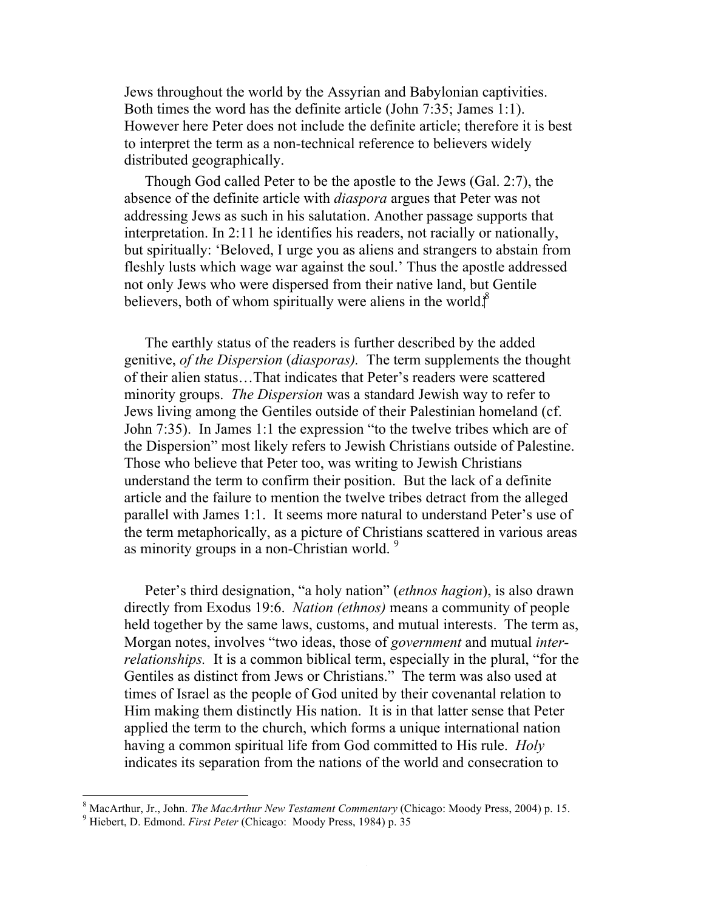Jews throughout the world by the Assyrian and Babylonian captivities. Both times the word has the definite article (John 7:35; James 1:1). However here Peter does not include the definite article; therefore it is best to interpret the term as a non-technical reference to believers widely distributed geographically.

Though God called Peter to be the apostle to the Jews (Gal. 2:7), the absence of the definite article with *diaspora* argues that Peter was not addressing Jews as such in his salutation. Another passage supports that interpretation. In 2:11 he identifies his readers, not racially or nationally, but spiritually: 'Beloved, I urge you as aliens and strangers to abstain from fleshly lusts which wage war against the soul.' Thus the apostle addressed not only Jews who were dispersed from their native land, but Gentile believers, both of whom spiritually were aliens in the world.[8]

The earthly status of the readers is further described by the added genitive, *of the Dispersion* (*diasporas).* The term supplements the thought of their alien status…That indicates that Peter's readers were scattered minority groups. *The Dispersion* was a standard Jewish way to refer to Jews living among the Gentiles outside of their Palestinian homeland (cf. John 7:35). In James 1:1 the expression "to the twelve tribes which are of the Dispersion" most likely refers to Jewish Christians outside of Palestine. Those who believe that Peter too, was writing to Jewish Christians understand the term to confirm their position. But the lack of a definite article and the failure to mention the twelve tribes detract from the alleged parallel with James 1:1. It seems more natural to understand Peter's use of the term metaphorically, as a picture of Christians scattered in various areas as minority groups in a non-Christian world.[9]

Peter's third designation, "a holy nation" (*ethnos hagion*), is also drawn directly from Exodus 19:6. *Nation (ethnos)* means a community of people held together by the same laws, customs, and mutual interests. The term as, Morgan notes, involves "two ideas, those of *government* and mutual *inter-relationships.* It is a common biblical term, especially in the plural, "for the Gentiles as distinct from Jews or Christians." The term was also used at times of Israel as the people of God united by their covenantal relation to Him making them distinctly His nation. It is in that latter sense that Peter applied the term to the church, which forms a unique international nation having a common spiritual life from God committed to His rule. *Holy* indicates its separation from the nations of the world and consecration to

---

[8] MacArthur, Jr., John. *The MacArthur New Testament Commentary* (Chicago: Moody Press, 2004) p. 15.

[9] Hiebert, D. Edmond. *First Peter* (Chicago: Moody Press, 1984) p. 35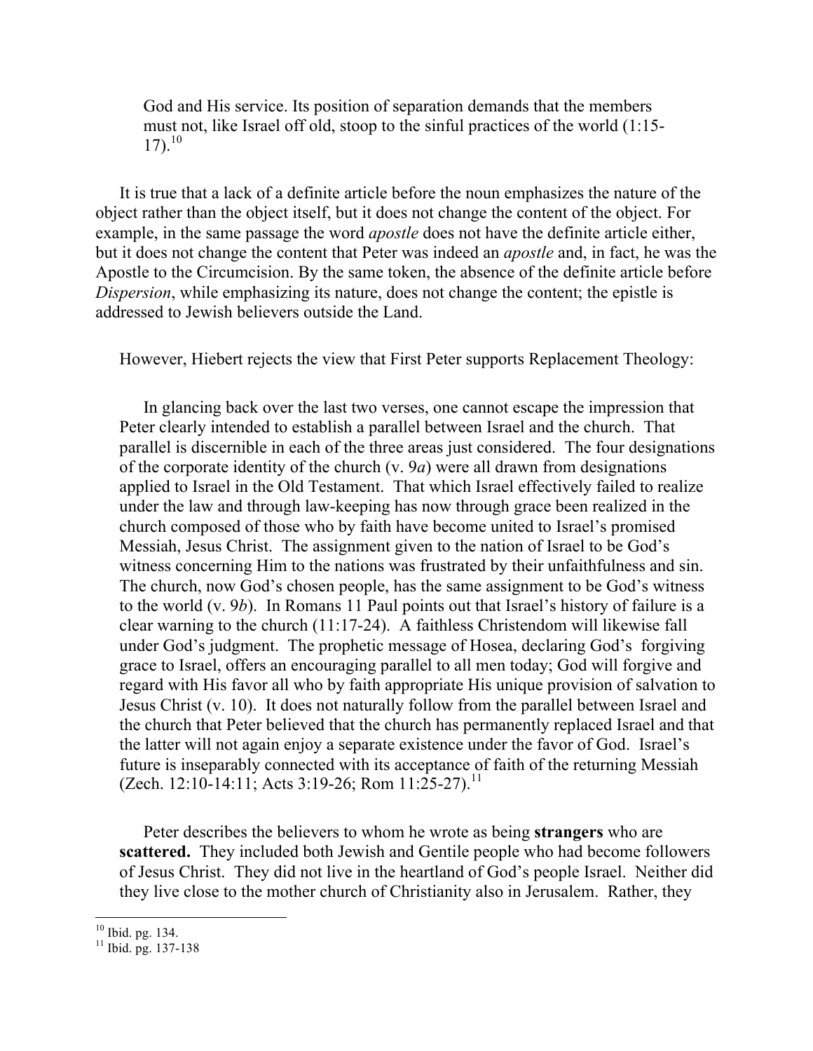> God and His service. Its position of separation demands that the members must not, like Israel off old, stoop to the sinful practices of the world (1:15-17).[10]

It is true that a lack of a definite article before the noun emphasizes the nature of the object rather than the object itself, but it does not change the content of the object. For example, in the same passage the word *apostle* does not have the definite article either, but it does not change the content that Peter was indeed an *apostle* and, in fact, he was the Apostle to the Circumcision. By the same token, the absence of the definite article before *Dispersion*, while emphasizing its nature, does not change the content; the epistle is addressed to Jewish believers outside the Land.

However, Hiebert rejects the view that First Peter supports Replacement Theology:

> In glancing back over the last two verses, one cannot escape the impression that Peter clearly intended to establish a parallel between Israel and the church. That parallel is discernible in each of the three areas just considered. The four designations of the corporate identity of the church (v. 9*a*) were all drawn from designations applied to Israel in the Old Testament. That which Israel effectively failed to realize under the law and through law-keeping has now through grace been realized in the church composed of those who by faith have become united to Israel's promised Messiah, Jesus Christ. The assignment given to the nation of Israel to be God's witness concerning Him to the nations was frustrated by their unfaithfulness and sin. The church, now God's chosen people, has the same assignment to be God's witness to the world (v. 9*b*). In Romans 11 Paul points out that Israel's history of failure is a clear warning to the church (11:17-24). A faithless Christendom will likewise fall under God's judgment. The prophetic message of Hosea, declaring God's forgiving grace to Israel, offers an encouraging parallel to all men today; God will forgive and regard with His favor all who by faith appropriate His unique provision of salvation to Jesus Christ (v. 10). It does not naturally follow from the parallel between Israel and the church that Peter believed that the church has permanently replaced Israel and that the latter will not again enjoy a separate existence under the favor of God. Israel's future is inseparably connected with its acceptance of faith of the returning Messiah (Zech. 12:10-14:11; Acts 3:19-26; Rom 11:25-27).[11]

Peter describes the believers to whom he wrote as being **strangers** who are **scattered.** They included both Jewish and Gentile people who had become followers of Jesus Christ. They did not live in the heartland of God's people Israel. Neither did they live close to the mother church of Christianity also in Jerusalem. Rather, they

---

[10] Ibid. pg. 134.

[11] Ibid. pg. 137-138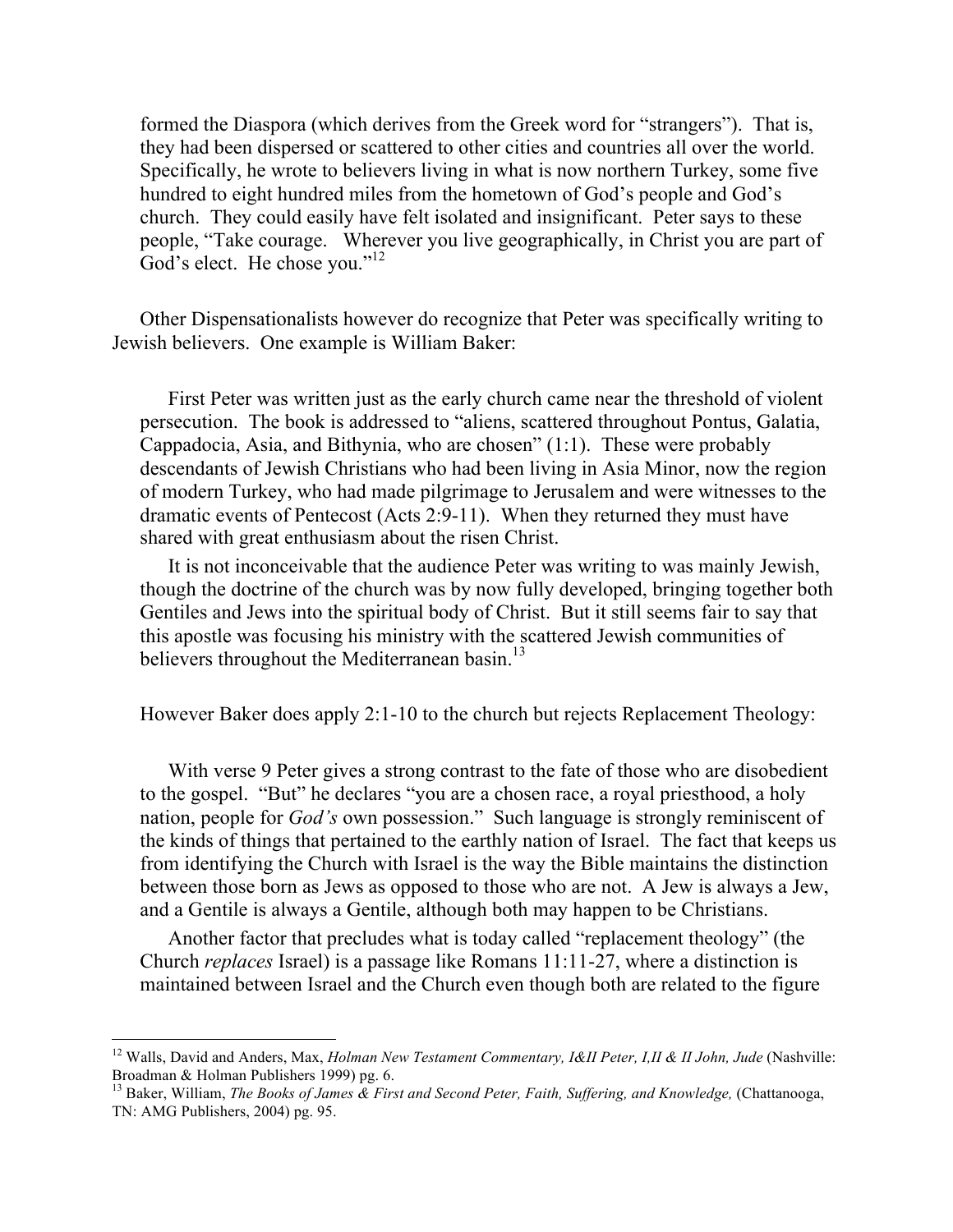> formed the Diaspora (which derives from the Greek word for "strangers"). That is, they had been dispersed or scattered to other cities and countries all over the world. Specifically, he wrote to believers living in what is now northern Turkey, some five hundred to eight hundred miles from the hometown of God's people and God's church. They could easily have felt isolated and insignificant. Peter says to these people, "Take courage. Wherever you live geographically, in Christ you are part of God's elect. He chose you."[12]

Other Dispensationalists however do recognize that Peter was specifically writing to Jewish believers. One example is William Baker:

> First Peter was written just as the early church came near the threshold of violent persecution. The book is addressed to "aliens, scattered throughout Pontus, Galatia, Cappadocia, Asia, and Bithynia, who are chosen" (1:1). These were probably descendants of Jewish Christians who had been living in Asia Minor, now the region of modern Turkey, who had made pilgrimage to Jerusalem and were witnesses to the dramatic events of Pentecost (Acts 2:9-11). When they returned they must have shared with great enthusiasm about the risen Christ.
>
> It is not inconceivable that the audience Peter was writing to was mainly Jewish, though the doctrine of the church was by now fully developed, bringing together both Gentiles and Jews into the spiritual body of Christ. But it still seems fair to say that this apostle was focusing his ministry with the scattered Jewish communities of believers throughout the Mediterranean basin.[13]

However Baker does apply 2:1-10 to the church but rejects Replacement Theology:

> With verse 9 Peter gives a strong contrast to the fate of those who are disobedient to the gospel. "But" he declares "you are a chosen race, a royal priesthood, a holy nation, people for *God's* own possession." Such language is strongly reminiscent of the kinds of things that pertained to the earthly nation of Israel. The fact that keeps us from identifying the Church with Israel is the way the Bible maintains the distinction between those born as Jews as opposed to those who are not. A Jew is always a Jew, and a Gentile is always a Gentile, although both may happen to be Christians.
>
> Another factor that precludes what is today called "replacement theology" (the Church *replaces* Israel) is a passage like Romans 11:11-27, where a distinction is maintained between Israel and the Church even though both are related to the figure

---

[12] Walls, David and Anders, Max, *Holman New Testament Commentary, I&II Peter, I,II & II John, Jude* (Nashville: Broadman & Holman Publishers 1999) pg. 6.

[13] Baker, William, *The Books of James & First and Second Peter, Faith, Suffering, and Knowledge,* (Chattanooga, TN: AMG Publishers, 2004) pg. 95.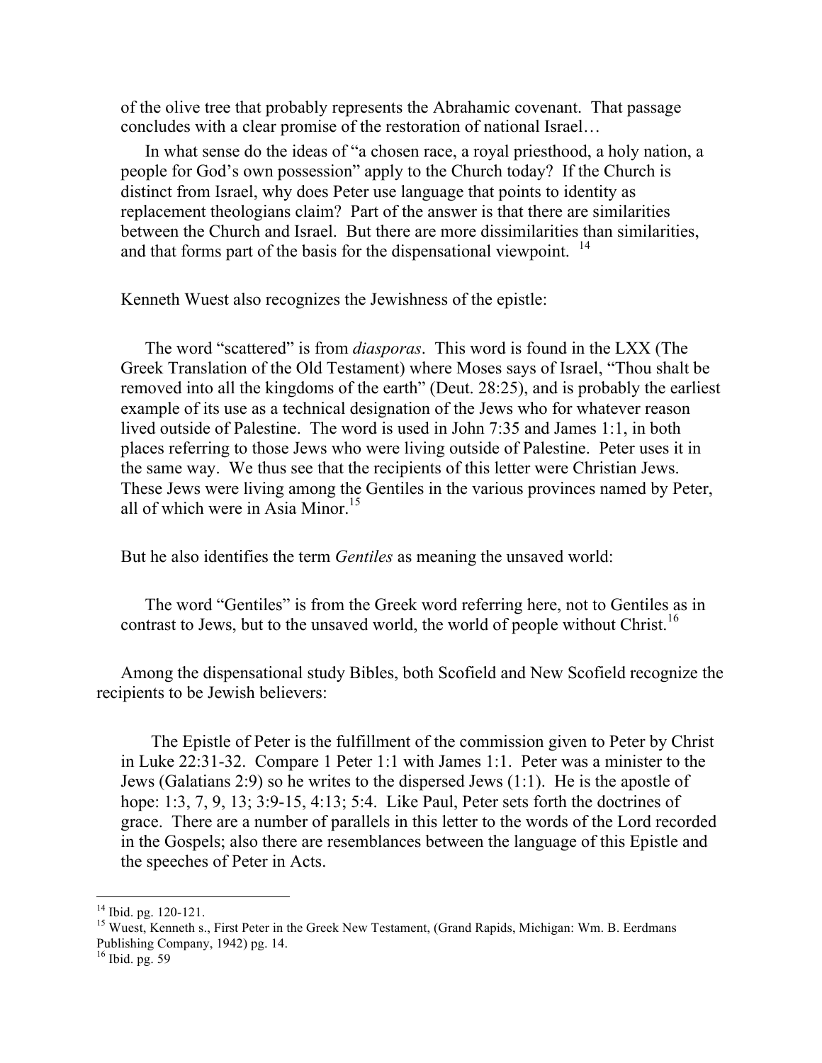> of the olive tree that probably represents the Abrahamic covenant. That passage concludes with a clear promise of the restoration of national Israel…
>
> In what sense do the ideas of "a chosen race, a royal priesthood, a holy nation, a people for God's own possession" apply to the Church today? If the Church is distinct from Israel, why does Peter use language that points to identity as replacement theologians claim? Part of the answer is that there are similarities between the Church and Israel. But there are more dissimilarities than similarities, and that forms part of the basis for the dispensational viewpoint. [14]

Kenneth Wuest also recognizes the Jewishness of the epistle:

> The word "scattered" is from *diasporas*. This word is found in the LXX (The Greek Translation of the Old Testament) where Moses says of Israel, "Thou shalt be removed into all the kingdoms of the earth" (Deut. 28:25), and is probably the earliest example of its use as a technical designation of the Jews who for whatever reason lived outside of Palestine. The word is used in John 7:35 and James 1:1, in both places referring to those Jews who were living outside of Palestine. Peter uses it in the same way. We thus see that the recipients of this letter were Christian Jews. These Jews were living among the Gentiles in the various provinces named by Peter, all of which were in Asia Minor.[15]

But he also identifies the term *Gentiles* as meaning the unsaved world:

> The word "Gentiles" is from the Greek word referring here, not to Gentiles as in contrast to Jews, but to the unsaved world, the world of people without Christ.[16]

Among the dispensational study Bibles, both Scofield and New Scofield recognize the recipients to be Jewish believers:

> The Epistle of Peter is the fulfillment of the commission given to Peter by Christ in Luke 22:31-32. Compare 1 Peter 1:1 with James 1:1. Peter was a minister to the Jews (Galatians 2:9) so he writes to the dispersed Jews (1:1). He is the apostle of hope: 1:3, 7, 9, 13; 3:9-15, 4:13; 5:4. Like Paul, Peter sets forth the doctrines of grace. There are a number of parallels in this letter to the words of the Lord recorded in the Gospels; also there are resemblances between the language of this Epistle and the speeches of Peter in Acts.

---

[14] Ibid. pg. 120-121.

[15] Wuest, Kenneth s., First Peter in the Greek New Testament, (Grand Rapids, Michigan: Wm. B. Eerdmans Publishing Company, 1942) pg. 14.

[16] Ibid. pg. 59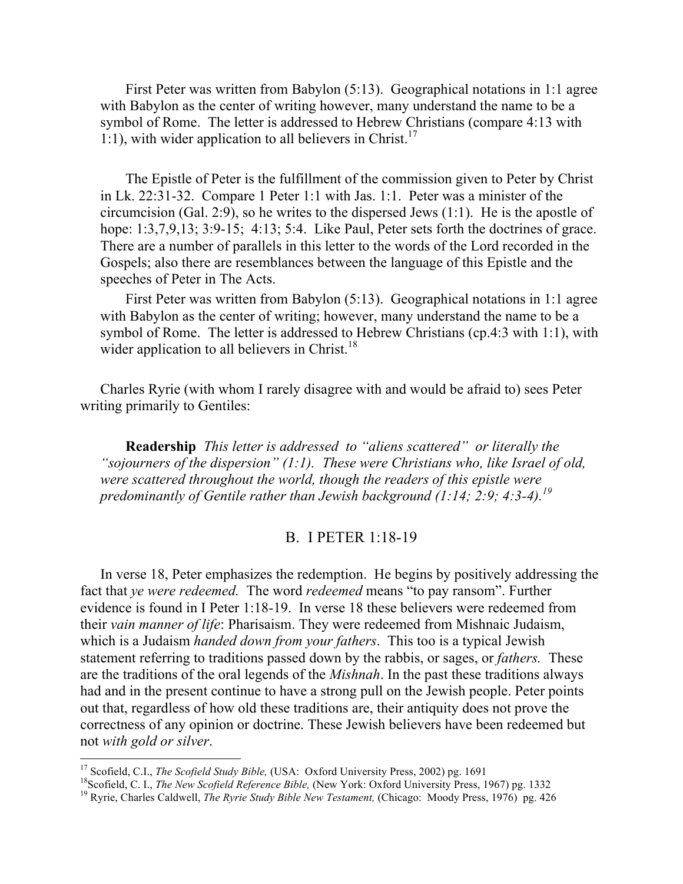First Peter was written from Babylon (5:13). Geographical notations in 1:1 agree with Babylon as the center of writing however, many understand the name to be a symbol of Rome. The letter is addressed to Hebrew Christians (compare 4:13 with 1:1), with wider application to all believers in Christ.[17]

The Epistle of Peter is the fulfillment of the commission given to Peter by Christ in Lk. 22:31-32. Compare 1 Peter 1:1 with Jas. 1:1. Peter was a minister of the circumcision (Gal. 2:9), so he writes to the dispersed Jews (1:1). He is the apostle of hope: 1:3,7,9,13; 3:9-15; 4:13; 5:4. Like Paul, Peter sets forth the doctrines of grace. There are a number of parallels in this letter to the words of the Lord recorded in the Gospels; also there are resemblances between the language of this Epistle and the speeches of Peter in The Acts.

First Peter was written from Babylon (5:13). Geographical notations in 1:1 agree with Babylon as the center of writing; however, many understand the name to be a symbol of Rome. The letter is addressed to Hebrew Christians (cp.4:3 with 1:1), with wider application to all believers in Christ.[18]

Charles Ryrie (with whom I rarely disagree with and would be afraid to) sees Peter writing primarily to Gentiles:

> **Readership** *This letter is addressed to "aliens scattered" or literally the "sojourners of the dispersion" (1:1). These were Christians who, like Israel of old, were scattered throughout the world, though the readers of this epistle were predominantly of Gentile rather than Jewish background (1:14; 2:9; 4:3-4).*[19]

## B. I PETER 1:18-19

In verse 18, Peter emphasizes the redemption. He begins by positively addressing the fact that *ye were redeemed.* The word *redeemed* means "to pay ransom". Further evidence is found in I Peter 1:18-19. In verse 18 these believers were redeemed from their *vain manner of life*: Pharisaism. They were redeemed from Mishnaic Judaism, which is a Judaism *handed down from your fathers*. This too is a typical Jewish statement referring to traditions passed down by the rabbis, or sages, or *fathers.* These are the traditions of the oral legends of the *Mishnah*. In the past these traditions always had and in the present continue to have a strong pull on the Jewish people. Peter points out that, regardless of how old these traditions are, their antiquity does not prove the correctness of any opinion or doctrine. These Jewish believers have been redeemed but not *with gold or silver*.

---

[17] Scofield, C.I., *The Scofield Study Bible,* (USA: Oxford University Press, 2002) pg. 1691

[18] Scofield, C. I., *The New Scofield Reference Bible,* (New York: Oxford University Press, 1967) pg. 1332

[19] Ryrie, Charles Caldwell, *The Ryrie Study Bible New Testament,* (Chicago: Moody Press, 1976) pg. 426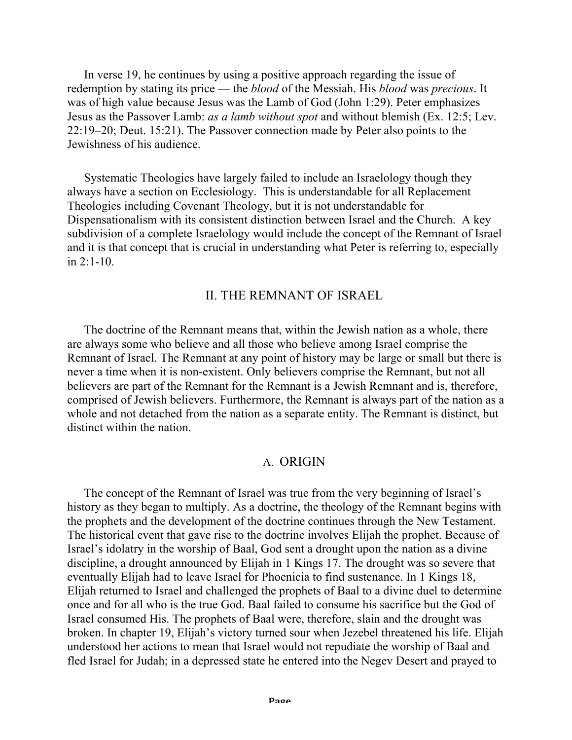In verse 19, he continues by using a positive approach regarding the issue of redemption by stating its price — the *blood* of the Messiah. His *blood* was *precious*. It was of high value because Jesus was the Lamb of God (John 1:29). Peter emphasizes Jesus as the Passover Lamb: *as a lamb without spot* and without blemish (Ex. 12:5; Lev. 22:19–20; Deut. 15:21). The Passover connection made by Peter also points to the Jewishness of his audience.

Systematic Theologies have largely failed to include an Israelology though they always have a section on Ecclesiology. This is understandable for all Replacement Theologies including Covenant Theology, but it is not understandable for Dispensationalism with its consistent distinction between Israel and the Church. A key subdivision of a complete Israelology would include the concept of the Remnant of Israel and it is that concept that is crucial in understanding what Peter is referring to, especially in 2:1-10.

## II. THE REMNANT OF ISRAEL

The doctrine of the Remnant means that, within the Jewish nation as a whole, there are always some who believe and all those who believe among Israel comprise the Remnant of Israel. The Remnant at any point of history may be large or small but there is never a time when it is non-existent. Only believers comprise the Remnant, but not all believers are part of the Remnant for the Remnant is a Jewish Remnant and is, therefore, comprised of Jewish believers. Furthermore, the Remnant is always part of the nation as a whole and not detached from the nation as a separate entity. The Remnant is distinct, but distinct within the nation.

### A. ORIGIN

The concept of the Remnant of Israel was true from the very beginning of Israel's history as they began to multiply. As a doctrine, the theology of the Remnant begins with the prophets and the development of the doctrine continues through the New Testament. The historical event that gave rise to the doctrine involves Elijah the prophet. Because of Israel's idolatry in the worship of Baal, God sent a drought upon the nation as a divine discipline, a drought announced by Elijah in 1 Kings 17. The drought was so severe that eventually Elijah had to leave Israel for Phoenicia to find sustenance. In 1 Kings 18, Elijah returned to Israel and challenged the prophets of Baal to a divine duel to determine once and for all who is the true God. Baal failed to consume his sacrifice but the God of Israel consumed His. The prophets of Baal were, therefore, slain and the drought was broken. In chapter 19, Elijah's victory turned sour when Jezebel threatened his life. Elijah understood her actions to mean that Israel would not repudiate the worship of Baal and fled Israel for Judah; in a depressed state he entered into the Negev Desert and prayed to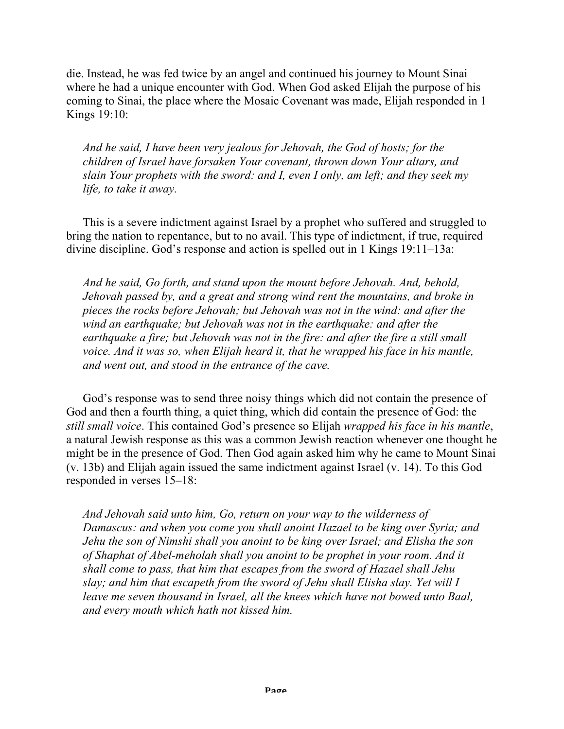die. Instead, he was fed twice by an angel and continued his journey to Mount Sinai where he had a unique encounter with God. When God asked Elijah the purpose of his coming to Sinai, the place where the Mosaic Covenant was made, Elijah responded in 1 Kings 19:10:

> *And he said, I have been very jealous for Jehovah, the God of hosts; for the children of Israel have forsaken Your covenant, thrown down Your altars, and slain Your prophets with the sword: and I, even I only, am left; and they seek my life, to take it away.*

This is a severe indictment against Israel by a prophet who suffered and struggled to bring the nation to repentance, but to no avail. This type of indictment, if true, required divine discipline. God's response and action is spelled out in 1 Kings 19:11–13a:

> *And he said, Go forth, and stand upon the mount before Jehovah. And, behold, Jehovah passed by, and a great and strong wind rent the mountains, and broke in pieces the rocks before Jehovah; but Jehovah was not in the wind: and after the wind an earthquake; but Jehovah was not in the earthquake: and after the earthquake a fire; but Jehovah was not in the fire: and after the fire a still small voice. And it was so, when Elijah heard it, that he wrapped his face in his mantle, and went out, and stood in the entrance of the cave.*

God's response was to send three noisy things which did not contain the presence of God and then a fourth thing, a quiet thing, which did contain the presence of God: the *still small voice*. This contained God's presence so Elijah *wrapped his face in his mantle*, a natural Jewish response as this was a common Jewish reaction whenever one thought he might be in the presence of God. Then God again asked him why he came to Mount Sinai (v. 13b) and Elijah again issued the same indictment against Israel (v. 14). To this God responded in verses 15–18:

> *And Jehovah said unto him, Go, return on your way to the wilderness of Damascus: and when you come you shall anoint Hazael to be king over Syria; and Jehu the son of Nimshi shall you anoint to be king over Israel; and Elisha the son of Shaphat of Abel-meholah shall you anoint to be prophet in your room. And it shall come to pass, that him that escapes from the sword of Hazael shall Jehu slay; and him that escapeth from the sword of Jehu shall Elisha slay. Yet will I leave me seven thousand in Israel, all the knees which have not bowed unto Baal, and every mouth which hath not kissed him.*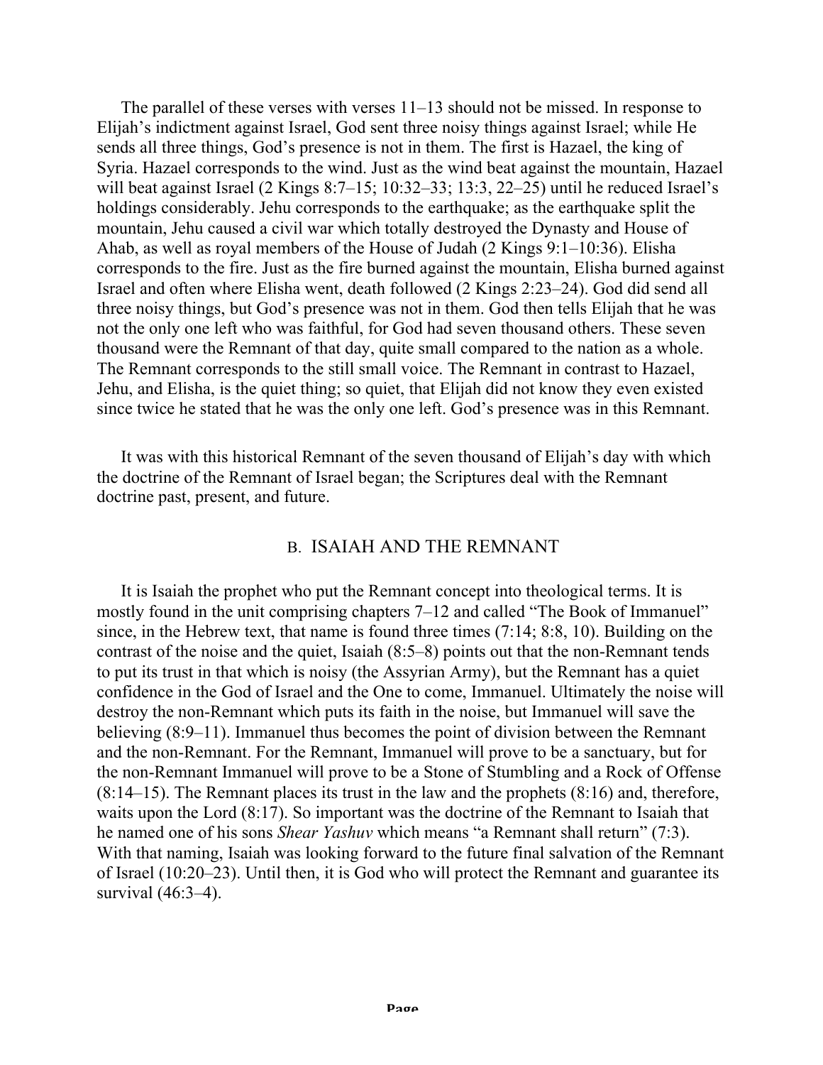The parallel of these verses with verses 11–13 should not be missed. In response to Elijah's indictment against Israel, God sent three noisy things against Israel; while He sends all three things, God's presence is not in them. The first is Hazael, the king of Syria. Hazael corresponds to the wind. Just as the wind beat against the mountain, Hazael will beat against Israel (2 Kings 8:7–15; 10:32–33; 13:3, 22–25) until he reduced Israel's holdings considerably. Jehu corresponds to the earthquake; as the earthquake split the mountain, Jehu caused a civil war which totally destroyed the Dynasty and House of Ahab, as well as royal members of the House of Judah (2 Kings 9:1–10:36). Elisha corresponds to the fire. Just as the fire burned against the mountain, Elisha burned against Israel and often where Elisha went, death followed (2 Kings 2:23–24). God did send all three noisy things, but God's presence was not in them. God then tells Elijah that he was not the only one left who was faithful, for God had seven thousand others. These seven thousand were the Remnant of that day, quite small compared to the nation as a whole. The Remnant corresponds to the still small voice. The Remnant in contrast to Hazael, Jehu, and Elisha, is the quiet thing; so quiet, that Elijah did not know they even existed since twice he stated that he was the only one left. God's presence was in this Remnant.

It was with this historical Remnant of the seven thousand of Elijah's day with which the doctrine of the Remnant of Israel began; the Scriptures deal with the Remnant doctrine past, present, and future.

## B. ISAIAH AND THE REMNANT

It is Isaiah the prophet who put the Remnant concept into theological terms. It is mostly found in the unit comprising chapters 7–12 and called "The Book of Immanuel" since, in the Hebrew text, that name is found three times (7:14; 8:8, 10). Building on the contrast of the noise and the quiet, Isaiah (8:5–8) points out that the non-Remnant tends to put its trust in that which is noisy (the Assyrian Army), but the Remnant has a quiet confidence in the God of Israel and the One to come, Immanuel. Ultimately the noise will destroy the non-Remnant which puts its faith in the noise, but Immanuel will save the believing (8:9–11). Immanuel thus becomes the point of division between the Remnant and the non-Remnant. For the Remnant, Immanuel will prove to be a sanctuary, but for the non-Remnant Immanuel will prove to be a Stone of Stumbling and a Rock of Offense (8:14–15). The Remnant places its trust in the law and the prophets (8:16) and, therefore, waits upon the Lord (8:17). So important was the doctrine of the Remnant to Isaiah that he named one of his sons *Shear Yashuv* which means "a Remnant shall return" (7:3). With that naming, Isaiah was looking forward to the future final salvation of the Remnant of Israel (10:20–23). Until then, it is God who will protect the Remnant and guarantee its survival (46:3–4).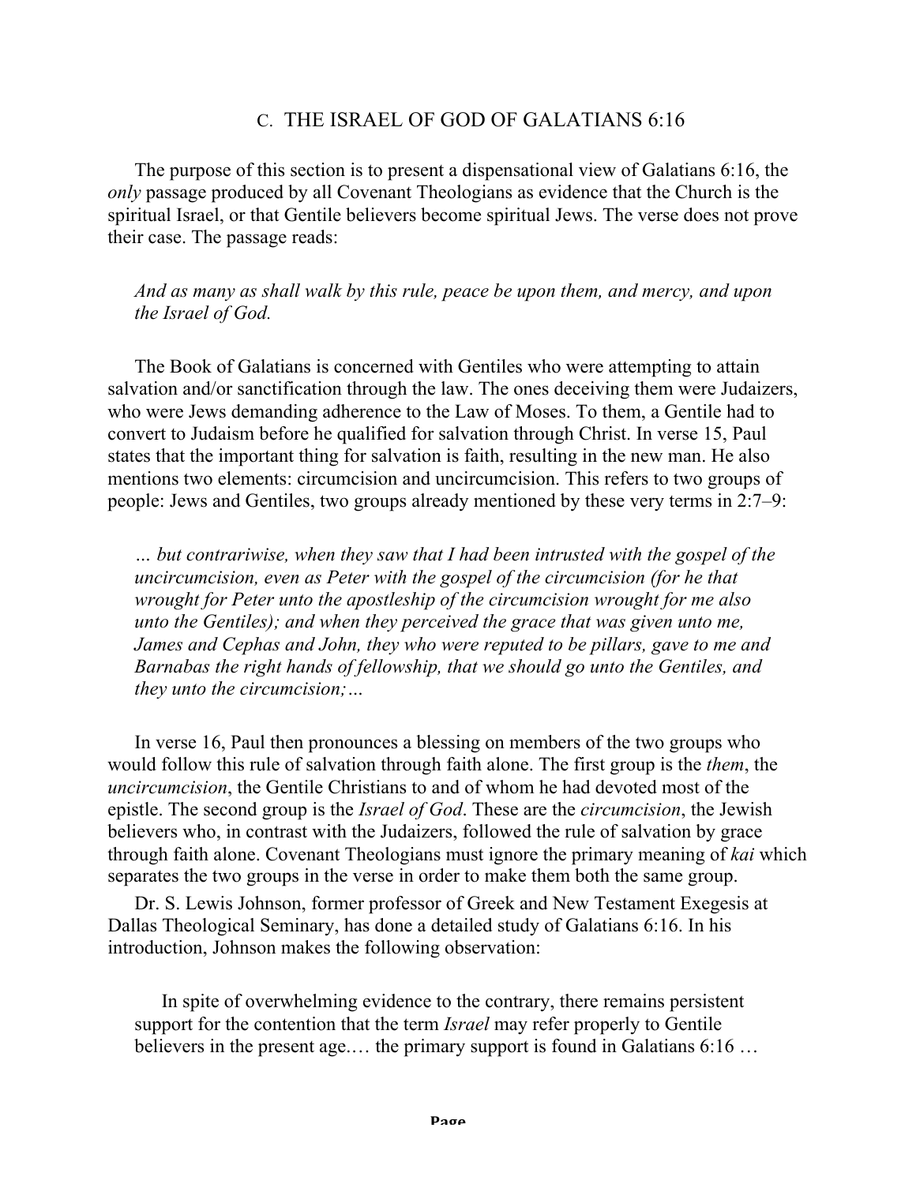## C. THE ISRAEL OF GOD OF GALATIANS 6:16

The purpose of this section is to present a dispensational view of Galatians 6:16, the *only* passage produced by all Covenant Theologians as evidence that the Church is the spiritual Israel, or that Gentile believers become spiritual Jews. The verse does not prove their case. The passage reads:

> *And as many as shall walk by this rule, peace be upon them, and mercy, and upon the Israel of God.*

The Book of Galatians is concerned with Gentiles who were attempting to attain salvation and/or sanctification through the law. The ones deceiving them were Judaizers, who were Jews demanding adherence to the Law of Moses. To them, a Gentile had to convert to Judaism before he qualified for salvation through Christ. In verse 15, Paul states that the important thing for salvation is faith, resulting in the new man. He also mentions two elements: circumcision and uncircumcision. This refers to two groups of people: Jews and Gentiles, two groups already mentioned by these very terms in 2:7–9:

> *… but contrariwise, when they saw that I had been intrusted with the gospel of the uncircumcision, even as Peter with the gospel of the circumcision (for he that wrought for Peter unto the apostleship of the circumcision wrought for me also unto the Gentiles); and when they perceived the grace that was given unto me, James and Cephas and John, they who were reputed to be pillars, gave to me and Barnabas the right hands of fellowship, that we should go unto the Gentiles, and they unto the circumcision;…*

In verse 16, Paul then pronounces a blessing on members of the two groups who would follow this rule of salvation through faith alone. The first group is the *them*, the *uncircumcision*, the Gentile Christians to and of whom he had devoted most of the epistle. The second group is the *Israel of God*. These are the *circumcision*, the Jewish believers who, in contrast with the Judaizers, followed the rule of salvation by grace through faith alone. Covenant Theologians must ignore the primary meaning of *kai* which separates the two groups in the verse in order to make them both the same group.

Dr. S. Lewis Johnson, former professor of Greek and New Testament Exegesis at Dallas Theological Seminary, has done a detailed study of Galatians 6:16. In his introduction, Johnson makes the following observation:

> In spite of overwhelming evidence to the contrary, there remains persistent support for the contention that the term *Israel* may refer properly to Gentile believers in the present age.… the primary support is found in Galatians 6:16 …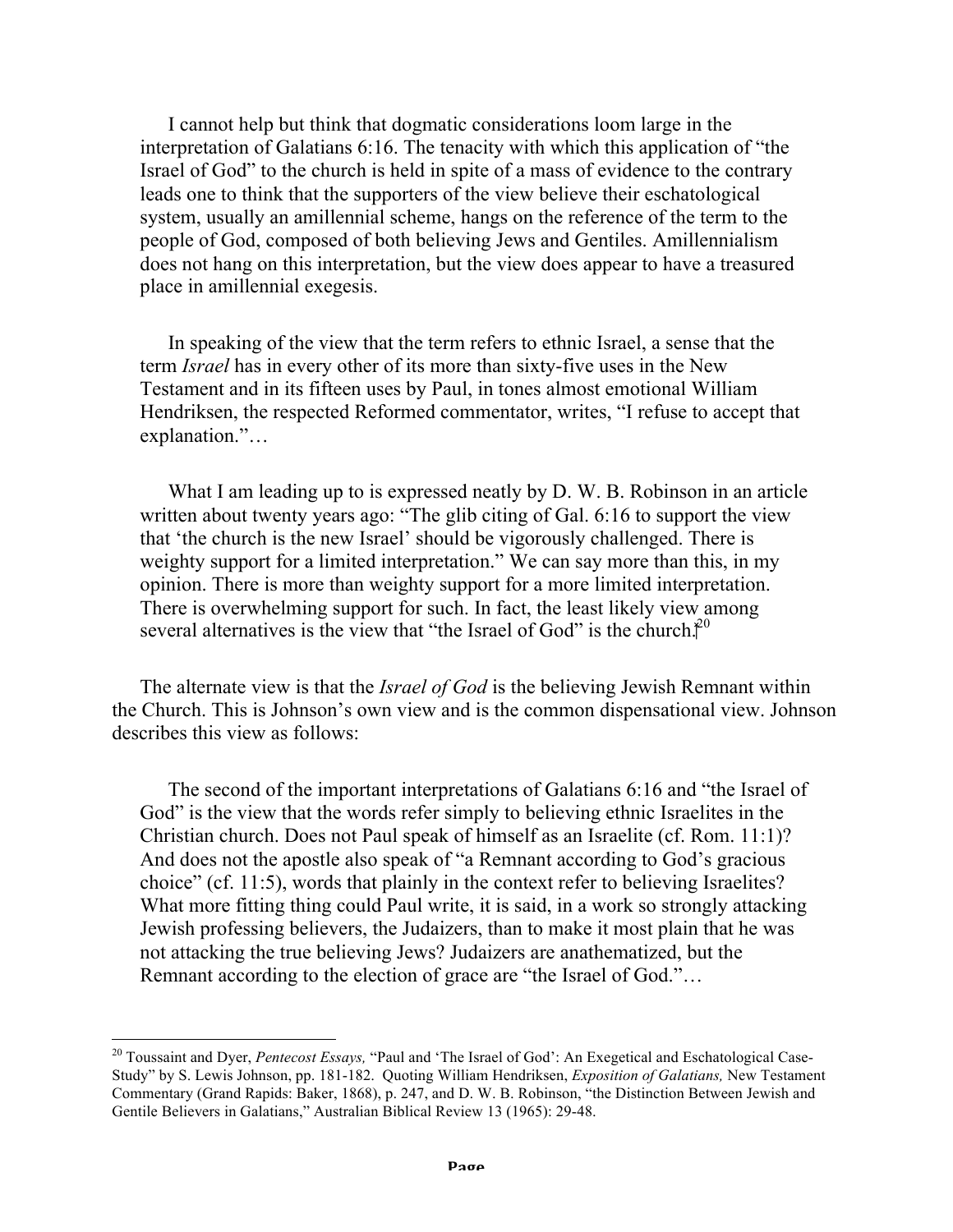> I cannot help but think that dogmatic considerations loom large in the interpretation of Galatians 6:16. The tenacity with which this application of “the Israel of God” to the church is held in spite of a mass of evidence to the contrary leads one to think that the supporters of the view believe their eschatological system, usually an amillennial scheme, hangs on the reference of the term to the people of God, composed of both believing Jews and Gentiles. Amillennialism does not hang on this interpretation, but the view does appear to have a treasured place in amillennial exegesis.
>
> In speaking of the view that the term refers to ethnic Israel, a sense that the term *Israel* has in every other of its more than sixty-five uses in the New Testament and in its fifteen uses by Paul, in tones almost emotional William Hendriksen, the respected Reformed commentator, writes, “I refuse to accept that explanation.”…
>
> What I am leading up to is expressed neatly by D. W. B. Robinson in an article written about twenty years ago: “The glib citing of Gal. 6:16 to support the view that ‘the church is the new Israel’ should be vigorously challenged. There is weighty support for a limited interpretation.” We can say more than this, in my opinion. There is more than weighty support for a more limited interpretation. There is overwhelming support for such. In fact, the least likely view among several alternatives is the view that “the Israel of God” is the church.[20]

The alternate view is that the *Israel of God* is the believing Jewish Remnant within the Church. This is Johnson’s own view and is the common dispensational view. Johnson describes this view as follows:

> The second of the important interpretations of Galatians 6:16 and “the Israel of God” is the view that the words refer simply to believing ethnic Israelites in the Christian church. Does not Paul speak of himself as an Israelite (cf. Rom. 11:1)? And does not the apostle also speak of “a Remnant according to God’s gracious choice” (cf. 11:5), words that plainly in the context refer to believing Israelites? What more fitting thing could Paul write, it is said, in a work so strongly attacking Jewish professing believers, the Judaizers, than to make it most plain that he was not attacking the true believing Jews? Judaizers are anathematized, but the Remnant according to the election of grace are “the Israel of God.”…

---

[20] Toussaint and Dyer, *Pentecost Essays,* “Paul and ‘The Israel of God’: An Exegetical and Eschatological Case-Study” by S. Lewis Johnson, pp. 181-182. Quoting William Hendriksen, *Exposition of Galatians,* New Testament Commentary (Grand Rapids: Baker, 1868), p. 247, and D. W. B. Robinson, “the Distinction Between Jewish and Gentile Believers in Galatians,” Australian Biblical Review 13 (1965): 29-48.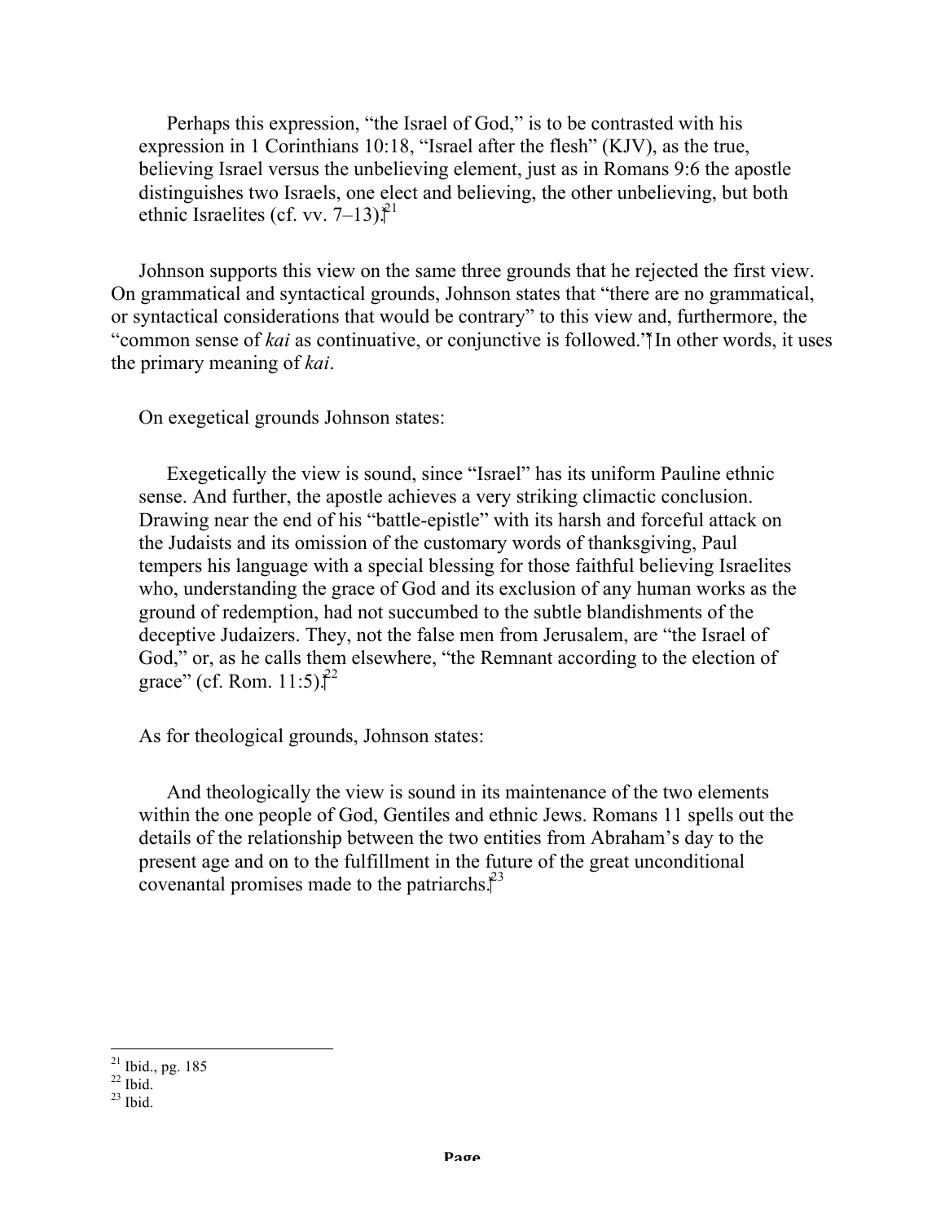> Perhaps this expression, “the Israel of God,” is to be contrasted with his expression in 1 Corinthians 10:18, “Israel after the flesh” (KJV), as the true, believing Israel versus the unbelieving element, just as in Romans 9:6 the apostle distinguishes two Israels, one elect and believing, the other unbelieving, but both ethnic Israelites (cf. vv. 7–13).[21]

Johnson supports this view on the same three grounds that he rejected the first view. On grammatical and syntactical grounds, Johnson states that “there are no grammatical, or syntactical considerations that would be contrary” to this view and, furthermore, the “common sense of *kai* as continuative, or conjunctive is followed.” In other words, it uses the primary meaning of *kai*.

On exegetical grounds Johnson states:

> Exegetically the view is sound, since “Israel” has its uniform Pauline ethnic sense. And further, the apostle achieves a very striking climactic conclusion. Drawing near the end of his “battle-epistle” with its harsh and forceful attack on the Judaists and its omission of the customary words of thanksgiving, Paul tempers his language with a special blessing for those faithful believing Israelites who, understanding the grace of God and its exclusion of any human works as the ground of redemption, had not succumbed to the subtle blandishments of the deceptive Judaizers. They, not the false men from Jerusalem, are “the Israel of God,” or, as he calls them elsewhere, “the Remnant according to the election of grace” (cf. Rom. 11:5).[22]

As for theological grounds, Johnson states:

> And theologically the view is sound in its maintenance of the two elements within the one people of God, Gentiles and ethnic Jews. Romans 11 spells out the details of the relationship between the two entities from Abraham’s day to the present age and on to the fulfillment in the future of the great unconditional covenantal promises made to the patriarchs.[23]

---

[21] Ibid., pg. 185
[22] Ibid.
[23] Ibid.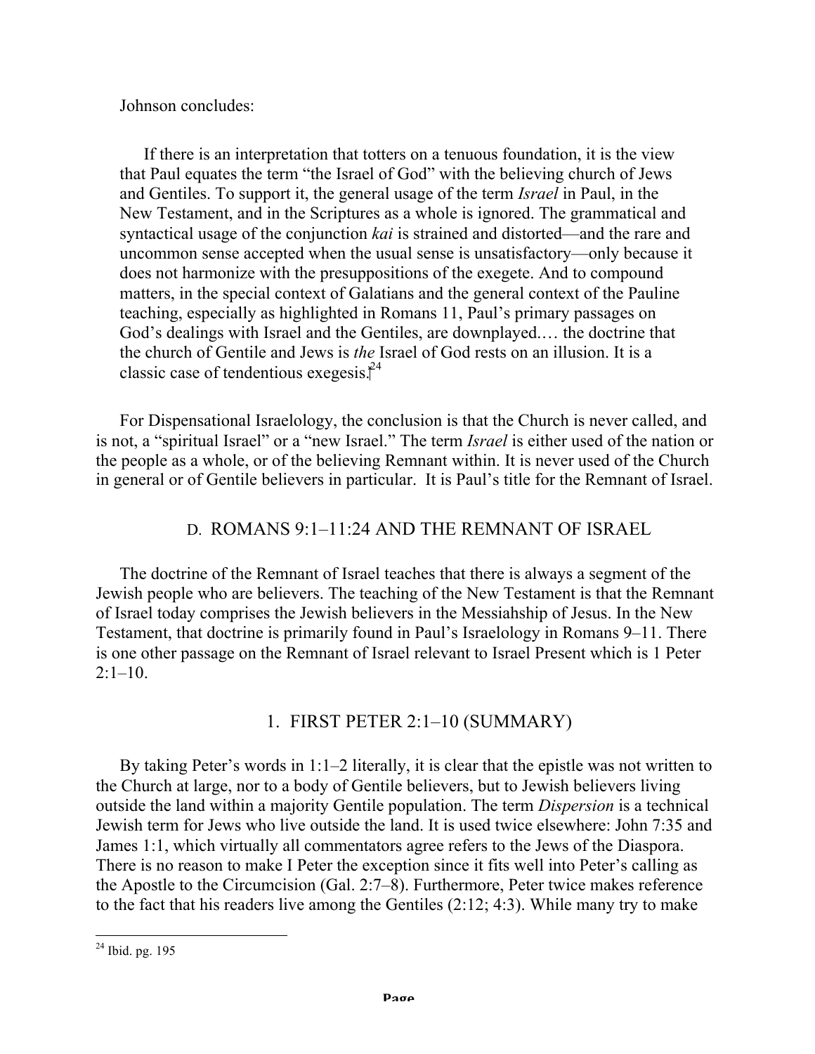Johnson concludes:

> If there is an interpretation that totters on a tenuous foundation, it is the view that Paul equates the term "the Israel of God" with the believing church of Jews and Gentiles. To support it, the general usage of the term *Israel* in Paul, in the New Testament, and in the Scriptures as a whole is ignored. The grammatical and syntactical usage of the conjunction *kai* is strained and distorted—and the rare and uncommon sense accepted when the usual sense is unsatisfactory—only because it does not harmonize with the presuppositions of the exegete. And to compound matters, in the special context of Galatians and the general context of the Pauline teaching, especially as highlighted in Romans 11, Paul's primary passages on God's dealings with Israel and the Gentiles, are downplayed.… the doctrine that the church of Gentile and Jews is *the* Israel of God rests on an illusion. It is a classic case of tendentious exegesis.[24]

For Dispensational Israelology, the conclusion is that the Church is never called, and is not, a "spiritual Israel" or a "new Israel." The term *Israel* is either used of the nation or the people as a whole, or of the believing Remnant within. It is never used of the Church in general or of Gentile believers in particular. It is Paul's title for the Remnant of Israel.

## D. ROMANS 9:1–11:24 AND THE REMNANT OF ISRAEL

The doctrine of the Remnant of Israel teaches that there is always a segment of the Jewish people who are believers. The teaching of the New Testament is that the Remnant of Israel today comprises the Jewish believers in the Messiahship of Jesus. In the New Testament, that doctrine is primarily found in Paul's Israelology in Romans 9–11. There is one other passage on the Remnant of Israel relevant to Israel Present which is 1 Peter 2:1–10.

### 1. FIRST PETER 2:1–10 (SUMMARY)

By taking Peter's words in 1:1–2 literally, it is clear that the epistle was not written to the Church at large, nor to a body of Gentile believers, but to Jewish believers living outside the land within a majority Gentile population. The term *Dispersion* is a technical Jewish term for Jews who live outside the land. It is used twice elsewhere: John 7:35 and James 1:1, which virtually all commentators agree refers to the Jews of the Diaspora. There is no reason to make I Peter the exception since it fits well into Peter's calling as the Apostle to the Circumcision (Gal. 2:7–8). Furthermore, Peter twice makes reference to the fact that his readers live among the Gentiles (2:12; 4:3). While many try to make

---

[24] Ibid. pg. 195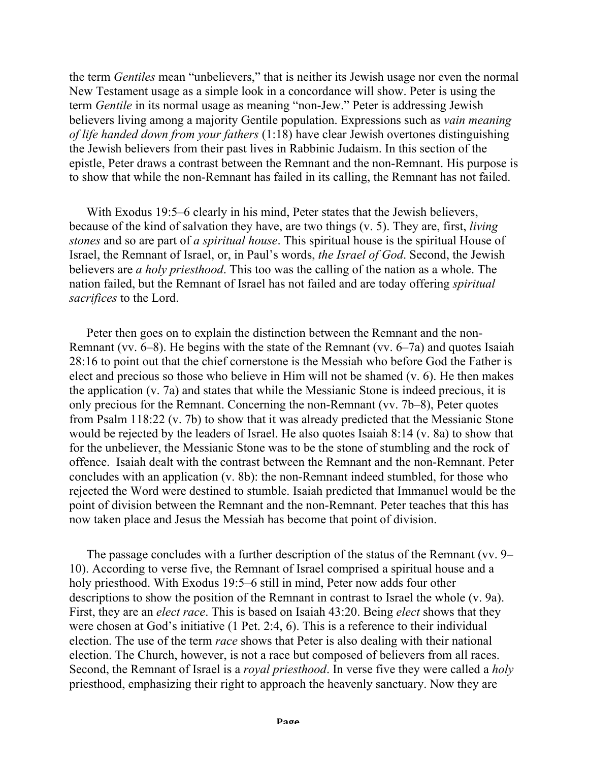the term *Gentiles* mean "unbelievers," that is neither its Jewish usage nor even the normal New Testament usage as a simple look in a concordance will show. Peter is using the term *Gentile* in its normal usage as meaning "non-Jew." Peter is addressing Jewish believers living among a majority Gentile population. Expressions such as *vain meaning of life handed down from your fathers* (1:18) have clear Jewish overtones distinguishing the Jewish believers from their past lives in Rabbinic Judaism. In this section of the epistle, Peter draws a contrast between the Remnant and the non-Remnant. His purpose is to show that while the non-Remnant has failed in its calling, the Remnant has not failed.

With Exodus 19:5–6 clearly in his mind, Peter states that the Jewish believers, because of the kind of salvation they have, are two things (v. 5). They are, first, *living stones* and so are part of *a spiritual house*. This spiritual house is the spiritual House of Israel, the Remnant of Israel, or, in Paul's words, *the Israel of God*. Second, the Jewish believers are *a holy priesthood*. This too was the calling of the nation as a whole. The nation failed, but the Remnant of Israel has not failed and are today offering *spiritual sacrifices* to the Lord.

Peter then goes on to explain the distinction between the Remnant and the non-Remnant (vv. 6–8). He begins with the state of the Remnant (vv. 6–7a) and quotes Isaiah 28:16 to point out that the chief cornerstone is the Messiah who before God the Father is elect and precious so those who believe in Him will not be shamed (v. 6). He then makes the application (v. 7a) and states that while the Messianic Stone is indeed precious, it is only precious for the Remnant. Concerning the non-Remnant (vv. 7b–8), Peter quotes from Psalm 118:22 (v. 7b) to show that it was already predicted that the Messianic Stone would be rejected by the leaders of Israel. He also quotes Isaiah 8:14 (v. 8a) to show that for the unbeliever, the Messianic Stone was to be the stone of stumbling and the rock of offence. Isaiah dealt with the contrast between the Remnant and the non-Remnant. Peter concludes with an application (v. 8b): the non-Remnant indeed stumbled, for those who rejected the Word were destined to stumble. Isaiah predicted that Immanuel would be the point of division between the Remnant and the non-Remnant. Peter teaches that this has now taken place and Jesus the Messiah has become that point of division.

The passage concludes with a further description of the status of the Remnant (vv. 9–10). According to verse five, the Remnant of Israel comprised a spiritual house and a holy priesthood. With Exodus 19:5–6 still in mind, Peter now adds four other descriptions to show the position of the Remnant in contrast to Israel the whole (v. 9a). First, they are an *elect race*. This is based on Isaiah 43:20. Being *elect* shows that they were chosen at God's initiative (1 Pet. 2:4, 6). This is a reference to their individual election. The use of the term *race* shows that Peter is also dealing with their national election. The Church, however, is not a race but composed of believers from all races. Second, the Remnant of Israel is a *royal priesthood*. In verse five they were called a *holy* priesthood, emphasizing their right to approach the heavenly sanctuary. Now they are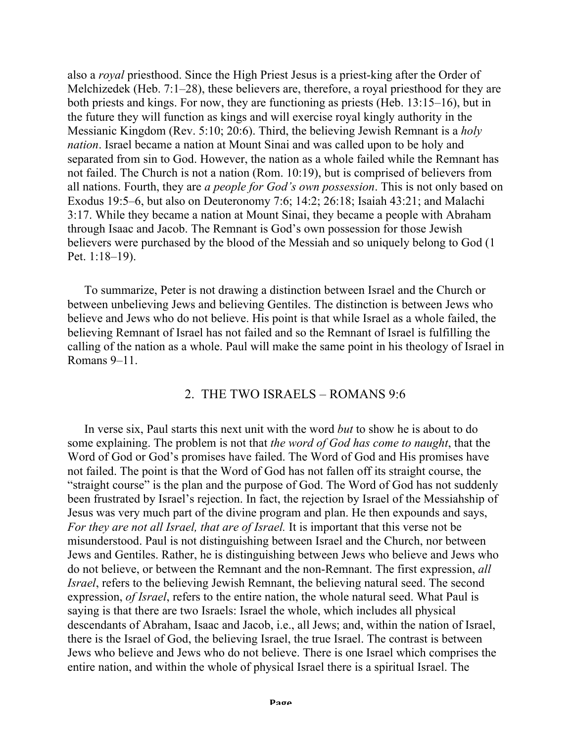also a *royal* priesthood. Since the High Priest Jesus is a priest-king after the Order of Melchizedek (Heb. 7:1–28), these believers are, therefore, a royal priesthood for they are both priests and kings. For now, they are functioning as priests (Heb. 13:15–16), but in the future they will function as kings and will exercise royal kingly authority in the Messianic Kingdom (Rev. 5:10; 20:6). Third, the believing Jewish Remnant is a *holy nation*. Israel became a nation at Mount Sinai and was called upon to be holy and separated from sin to God. However, the nation as a whole failed while the Remnant has not failed. The Church is not a nation (Rom. 10:19), but is comprised of believers from all nations. Fourth, they are *a people for God's own possession*. This is not only based on Exodus 19:5–6, but also on Deuteronomy 7:6; 14:2; 26:18; Isaiah 43:21; and Malachi 3:17. While they became a nation at Mount Sinai, they became a people with Abraham through Isaac and Jacob. The Remnant is God's own possession for those Jewish believers were purchased by the blood of the Messiah and so uniquely belong to God (1 Pet. 1:18–19).

To summarize, Peter is not drawing a distinction between Israel and the Church or between unbelieving Jews and believing Gentiles. The distinction is between Jews who believe and Jews who do not believe. His point is that while Israel as a whole failed, the believing Remnant of Israel has not failed and so the Remnant of Israel is fulfilling the calling of the nation as a whole. Paul will make the same point in his theology of Israel in Romans 9–11.

## 2. THE TWO ISRAELS – ROMANS 9:6

In verse six, Paul starts this next unit with the word *but* to show he is about to do some explaining. The problem is not that *the word of God has come to naught*, that the Word of God or God's promises have failed. The Word of God and His promises have not failed. The point is that the Word of God has not fallen off its straight course, the "straight course" is the plan and the purpose of God. The Word of God has not suddenly been frustrated by Israel's rejection. In fact, the rejection by Israel of the Messiahship of Jesus was very much part of the divine program and plan. He then expounds and says, *For they are not all Israel, that are of Israel.* It is important that this verse not be misunderstood. Paul is not distinguishing between Israel and the Church, nor between Jews and Gentiles. Rather, he is distinguishing between Jews who believe and Jews who do not believe, or between the Remnant and the non-Remnant. The first expression, *all Israel*, refers to the believing Jewish Remnant, the believing natural seed. The second expression, *of Israel*, refers to the entire nation, the whole natural seed. What Paul is saying is that there are two Israels: Israel the whole, which includes all physical descendants of Abraham, Isaac and Jacob, i.e., all Jews; and, within the nation of Israel, there is the Israel of God, the believing Israel, the true Israel. The contrast is between Jews who believe and Jews who do not believe. There is one Israel which comprises the entire nation, and within the whole of physical Israel there is a spiritual Israel. The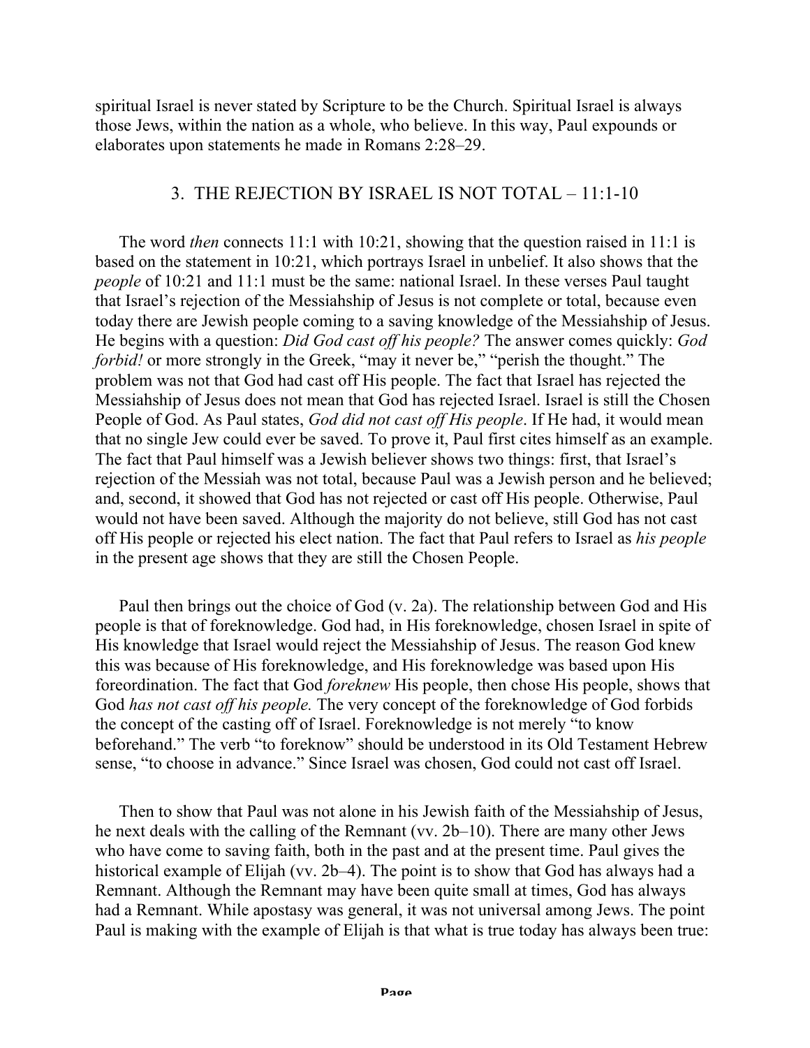spiritual Israel is never stated by Scripture to be the Church. Spiritual Israel is always those Jews, within the nation as a whole, who believe. In this way, Paul expounds or elaborates upon statements he made in Romans 2:28–29.

## 3. THE REJECTION BY ISRAEL IS NOT TOTAL – 11:1-10

The word *then* connects 11:1 with 10:21, showing that the question raised in 11:1 is based on the statement in 10:21, which portrays Israel in unbelief. It also shows that the *people* of 10:21 and 11:1 must be the same: national Israel. In these verses Paul taught that Israel's rejection of the Messiahship of Jesus is not complete or total, because even today there are Jewish people coming to a saving knowledge of the Messiahship of Jesus. He begins with a question: *Did God cast off his people?* The answer comes quickly: *God forbid!* or more strongly in the Greek, "may it never be," "perish the thought." The problem was not that God had cast off His people. The fact that Israel has rejected the Messiahship of Jesus does not mean that God has rejected Israel. Israel is still the Chosen People of God. As Paul states, *God did not cast off His people*. If He had, it would mean that no single Jew could ever be saved. To prove it, Paul first cites himself as an example. The fact that Paul himself was a Jewish believer shows two things: first, that Israel's rejection of the Messiah was not total, because Paul was a Jewish person and he believed; and, second, it showed that God has not rejected or cast off His people. Otherwise, Paul would not have been saved. Although the majority do not believe, still God has not cast off His people or rejected his elect nation. The fact that Paul refers to Israel as *his people* in the present age shows that they are still the Chosen People.

Paul then brings out the choice of God (v. 2a). The relationship between God and His people is that of foreknowledge. God had, in His foreknowledge, chosen Israel in spite of His knowledge that Israel would reject the Messiahship of Jesus. The reason God knew this was because of His foreknowledge, and His foreknowledge was based upon His foreordination. The fact that God *foreknew* His people, then chose His people, shows that God *has not cast off his people.* The very concept of the foreknowledge of God forbids the concept of the casting off of Israel. Foreknowledge is not merely "to know beforehand." The verb "to foreknow" should be understood in its Old Testament Hebrew sense, "to choose in advance." Since Israel was chosen, God could not cast off Israel.

Then to show that Paul was not alone in his Jewish faith of the Messiahship of Jesus, he next deals with the calling of the Remnant (vv. 2b–10). There are many other Jews who have come to saving faith, both in the past and at the present time. Paul gives the historical example of Elijah (vv. 2b–4). The point is to show that God has always had a Remnant. Although the Remnant may have been quite small at times, God has always had a Remnant. While apostasy was general, it was not universal among Jews. The point Paul is making with the example of Elijah is that what is true today has always been true: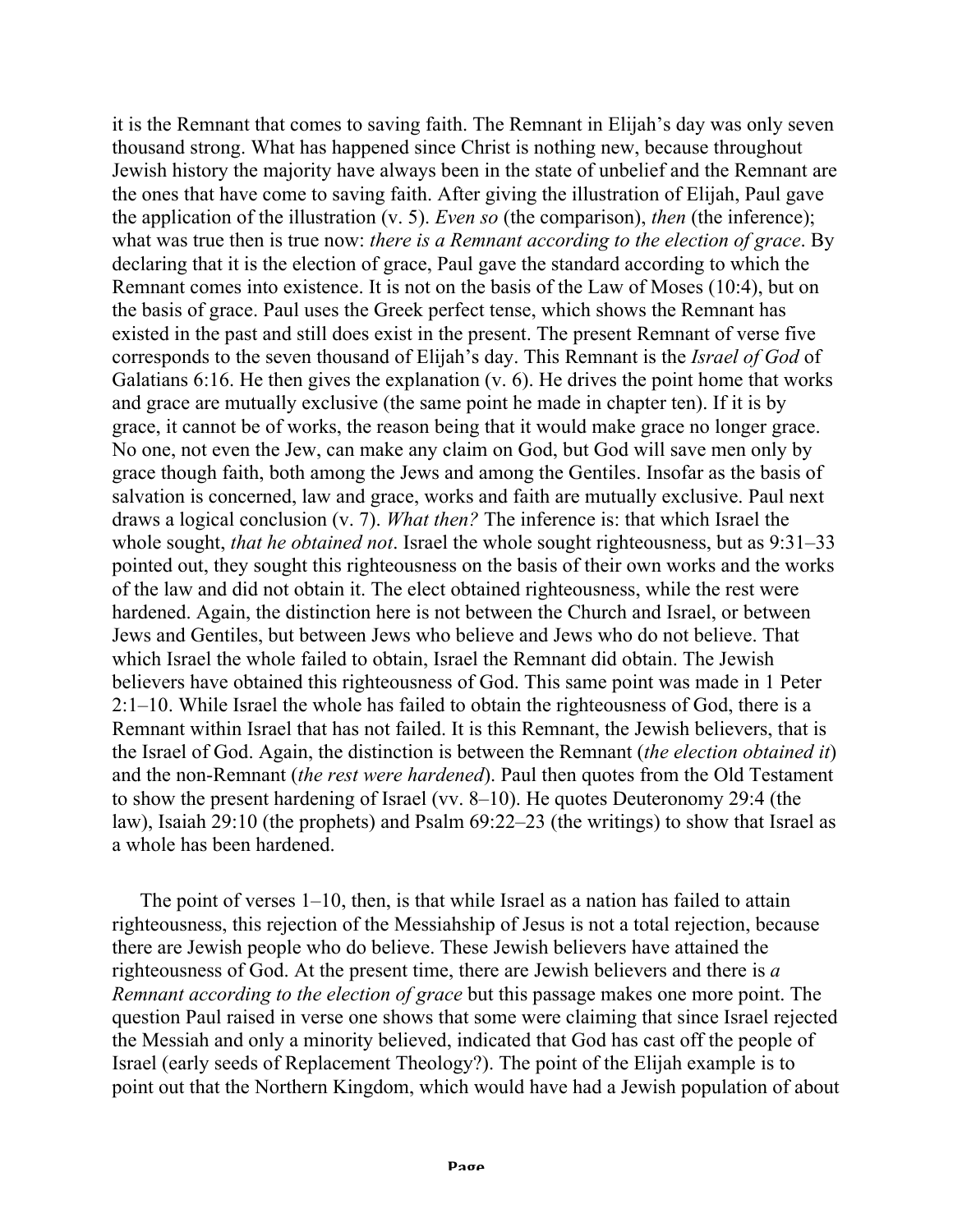it is the Remnant that comes to saving faith. The Remnant in Elijah's day was only seven thousand strong. What has happened since Christ is nothing new, because throughout Jewish history the majority have always been in the state of unbelief and the Remnant are the ones that have come to saving faith. After giving the illustration of Elijah, Paul gave the application of the illustration (v. 5). *Even so* (the comparison), *then* (the inference); what was true then is true now: *there is a Remnant according to the election of grace*. By declaring that it is the election of grace, Paul gave the standard according to which the Remnant comes into existence. It is not on the basis of the Law of Moses (10:4), but on the basis of grace. Paul uses the Greek perfect tense, which shows the Remnant has existed in the past and still does exist in the present. The present Remnant of verse five corresponds to the seven thousand of Elijah's day. This Remnant is the *Israel of God* of Galatians 6:16. He then gives the explanation (v. 6). He drives the point home that works and grace are mutually exclusive (the same point he made in chapter ten). If it is by grace, it cannot be of works, the reason being that it would make grace no longer grace. No one, not even the Jew, can make any claim on God, but God will save men only by grace though faith, both among the Jews and among the Gentiles. Insofar as the basis of salvation is concerned, law and grace, works and faith are mutually exclusive. Paul next draws a logical conclusion (v. 7). *What then?* The inference is: that which Israel the whole sought, *that he obtained not*. Israel the whole sought righteousness, but as 9:31–33 pointed out, they sought this righteousness on the basis of their own works and the works of the law and did not obtain it. The elect obtained righteousness, while the rest were hardened. Again, the distinction here is not between the Church and Israel, or between Jews and Gentiles, but between Jews who believe and Jews who do not believe. That which Israel the whole failed to obtain, Israel the Remnant did obtain. The Jewish believers have obtained this righteousness of God. This same point was made in 1 Peter 2:1–10. While Israel the whole has failed to obtain the righteousness of God, there is a Remnant within Israel that has not failed. It is this Remnant, the Jewish believers, that is the Israel of God. Again, the distinction is between the Remnant (*the election obtained it*) and the non-Remnant (*the rest were hardened*). Paul then quotes from the Old Testament to show the present hardening of Israel (vv. 8–10). He quotes Deuteronomy 29:4 (the law), Isaiah 29:10 (the prophets) and Psalm 69:22–23 (the writings) to show that Israel as a whole has been hardened.

The point of verses 1–10, then, is that while Israel as a nation has failed to attain righteousness, this rejection of the Messiahship of Jesus is not a total rejection, because there are Jewish people who do believe. These Jewish believers have attained the righteousness of God. At the present time, there are Jewish believers and there is *a Remnant according to the election of grace* but this passage makes one more point. The question Paul raised in verse one shows that some were claiming that since Israel rejected the Messiah and only a minority believed, indicated that God has cast off the people of Israel (early seeds of Replacement Theology?). The point of the Elijah example is to point out that the Northern Kingdom, which would have had a Jewish population of about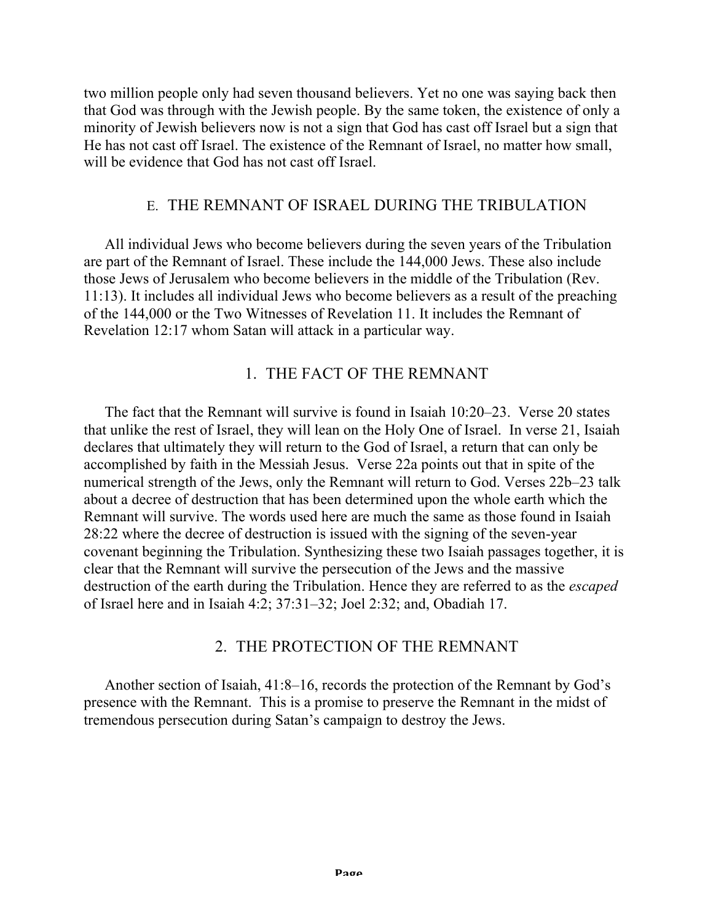two million people only had seven thousand believers. Yet no one was saying back then that God was through with the Jewish people. By the same token, the existence of only a minority of Jewish believers now is not a sign that God has cast off Israel but a sign that He has not cast off Israel. The existence of the Remnant of Israel, no matter how small, will be evidence that God has not cast off Israel.

## E. THE REMNANT OF ISRAEL DURING THE TRIBULATION

All individual Jews who become believers during the seven years of the Tribulation are part of the Remnant of Israel. These include the 144,000 Jews. These also include those Jews of Jerusalem who become believers in the middle of the Tribulation (Rev. 11:13). It includes all individual Jews who become believers as a result of the preaching of the 144,000 or the Two Witnesses of Revelation 11. It includes the Remnant of Revelation 12:17 whom Satan will attack in a particular way.

### 1. THE FACT OF THE REMNANT

The fact that the Remnant will survive is found in Isaiah 10:20–23. Verse 20 states that unlike the rest of Israel, they will lean on the Holy One of Israel. In verse 21, Isaiah declares that ultimately they will return to the God of Israel, a return that can only be accomplished by faith in the Messiah Jesus. Verse 22a points out that in spite of the numerical strength of the Jews, only the Remnant will return to God. Verses 22b–23 talk about a decree of destruction that has been determined upon the whole earth which the Remnant will survive. The words used here are much the same as those found in Isaiah 28:22 where the decree of destruction is issued with the signing of the seven-year covenant beginning the Tribulation. Synthesizing these two Isaiah passages together, it is clear that the Remnant will survive the persecution of the Jews and the massive destruction of the earth during the Tribulation. Hence they are referred to as the *escaped* of Israel here and in Isaiah 4:2; 37:31–32; Joel 2:32; and, Obadiah 17.

### 2. THE PROTECTION OF THE REMNANT

Another section of Isaiah, 41:8–16, records the protection of the Remnant by God's presence with the Remnant. This is a promise to preserve the Remnant in the midst of tremendous persecution during Satan's campaign to destroy the Jews.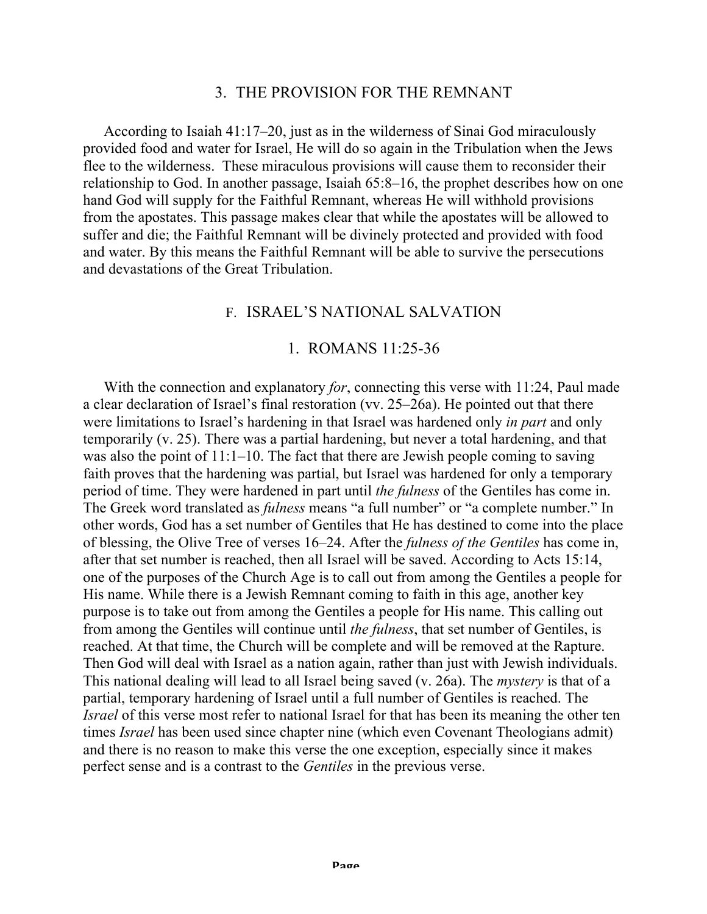### 3. THE PROVISION FOR THE REMNANT

According to Isaiah 41:17–20, just as in the wilderness of Sinai God miraculously provided food and water for Israel, He will do so again in the Tribulation when the Jews flee to the wilderness. These miraculous provisions will cause them to reconsider their relationship to God. In another passage, Isaiah 65:8–16, the prophet describes how on one hand God will supply for the Faithful Remnant, whereas He will withhold provisions from the apostates. This passage makes clear that while the apostates will be allowed to suffer and die; the Faithful Remnant will be divinely protected and provided with food and water. By this means the Faithful Remnant will be able to survive the persecutions and devastations of the Great Tribulation.

## F. ISRAEL'S NATIONAL SALVATION

### 1. ROMANS 11:25-36

With the connection and explanatory *for*, connecting this verse with 11:24, Paul made a clear declaration of Israel's final restoration (vv. 25–26a). He pointed out that there were limitations to Israel's hardening in that Israel was hardened only *in part* and only temporarily (v. 25). There was a partial hardening, but never a total hardening, and that was also the point of 11:1–10. The fact that there are Jewish people coming to saving faith proves that the hardening was partial, but Israel was hardened for only a temporary period of time. They were hardened in part until *the fulness* of the Gentiles has come in. The Greek word translated as *fulness* means "a full number" or "a complete number." In other words, God has a set number of Gentiles that He has destined to come into the place of blessing, the Olive Tree of verses 16–24. After the *fulness of the Gentiles* has come in, after that set number is reached, then all Israel will be saved. According to Acts 15:14, one of the purposes of the Church Age is to call out from among the Gentiles a people for His name. While there is a Jewish Remnant coming to faith in this age, another key purpose is to take out from among the Gentiles a people for His name. This calling out from among the Gentiles will continue until *the fulness*, that set number of Gentiles, is reached. At that time, the Church will be complete and will be removed at the Rapture. Then God will deal with Israel as a nation again, rather than just with Jewish individuals. This national dealing will lead to all Israel being saved (v. 26a). The *mystery* is that of a partial, temporary hardening of Israel until a full number of Gentiles is reached. The *Israel* of this verse most refer to national Israel for that has been its meaning the other ten times *Israel* has been used since chapter nine (which even Covenant Theologians admit) and there is no reason to make this verse the one exception, especially since it makes perfect sense and is a contrast to the *Gentiles* in the previous verse.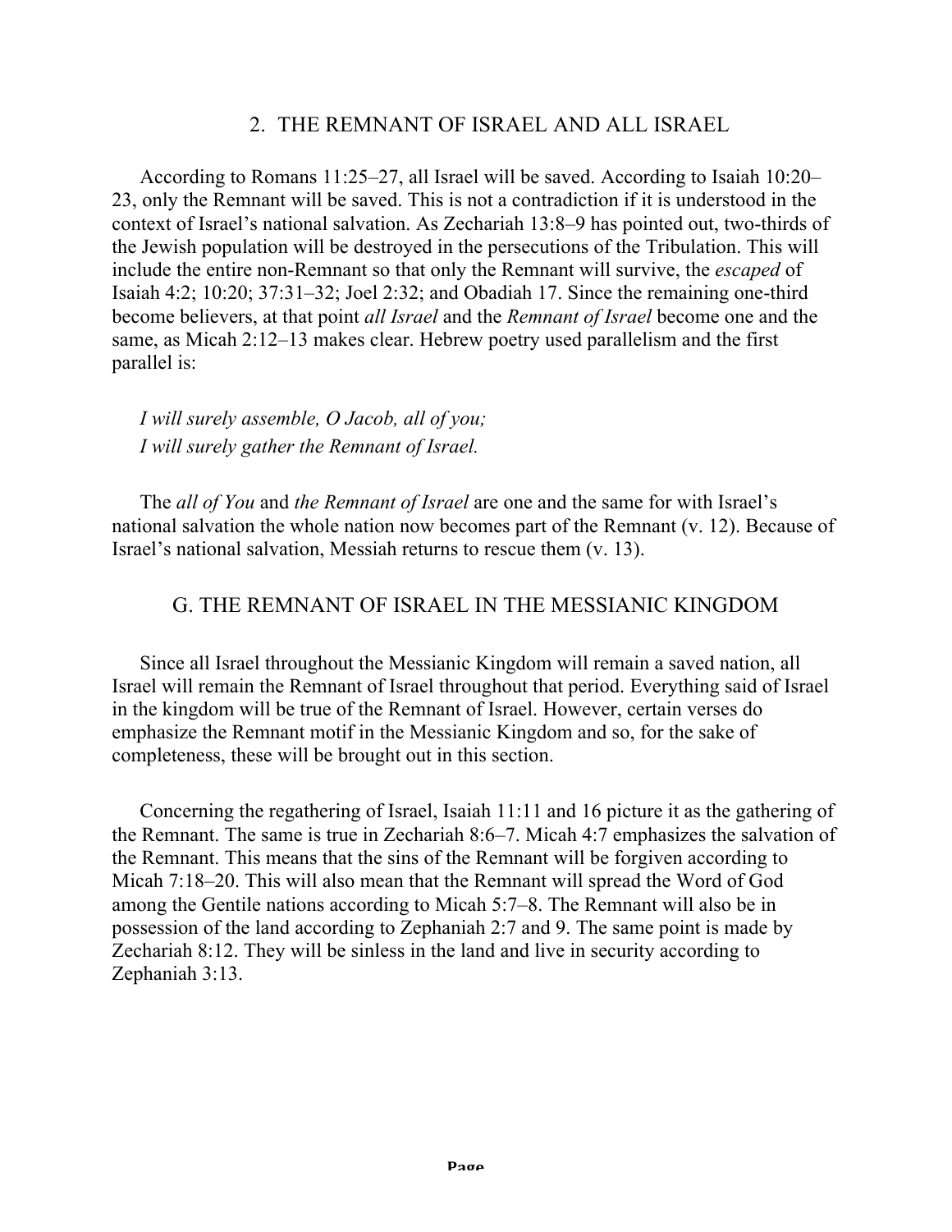### 2. THE REMNANT OF ISRAEL AND ALL ISRAEL

According to Romans 11:25–27, all Israel will be saved. According to Isaiah 10:20–23, only the Remnant will be saved. This is not a contradiction if it is understood in the context of Israel's national salvation. As Zechariah 13:8–9 has pointed out, two-thirds of the Jewish population will be destroyed in the persecutions of the Tribulation. This will include the entire non-Remnant so that only the Remnant will survive, the *escaped* of Isaiah 4:2; 10:20; 37:31–32; Joel 2:32; and Obadiah 17. Since the remaining one-third become believers, at that point *all Israel* and the *Remnant of Israel* become one and the same, as Micah 2:12–13 makes clear. Hebrew poetry used parallelism and the first parallel is:

*I will surely assemble, O Jacob, all of you;*
*I will surely gather the Remnant of Israel.*

The *all of You* and *the Remnant of Israel* are one and the same for with Israel's national salvation the whole nation now becomes part of the Remnant (v. 12). Because of Israel's national salvation, Messiah returns to rescue them (v. 13).

## G. THE REMNANT OF ISRAEL IN THE MESSIANIC KINGDOM

Since all Israel throughout the Messianic Kingdom will remain a saved nation, all Israel will remain the Remnant of Israel throughout that period. Everything said of Israel in the kingdom will be true of the Remnant of Israel. However, certain verses do emphasize the Remnant motif in the Messianic Kingdom and so, for the sake of completeness, these will be brought out in this section.

Concerning the regathering of Israel, Isaiah 11:11 and 16 picture it as the gathering of the Remnant. The same is true in Zechariah 8:6–7. Micah 4:7 emphasizes the salvation of the Remnant. This means that the sins of the Remnant will be forgiven according to Micah 7:18–20. This will also mean that the Remnant will spread the Word of God among the Gentile nations according to Micah 5:7–8. The Remnant will also be in possession of the land according to Zephaniah 2:7 and 9. The same point is made by Zechariah 8:12. They will be sinless in the land and live in security according to Zephaniah 3:13.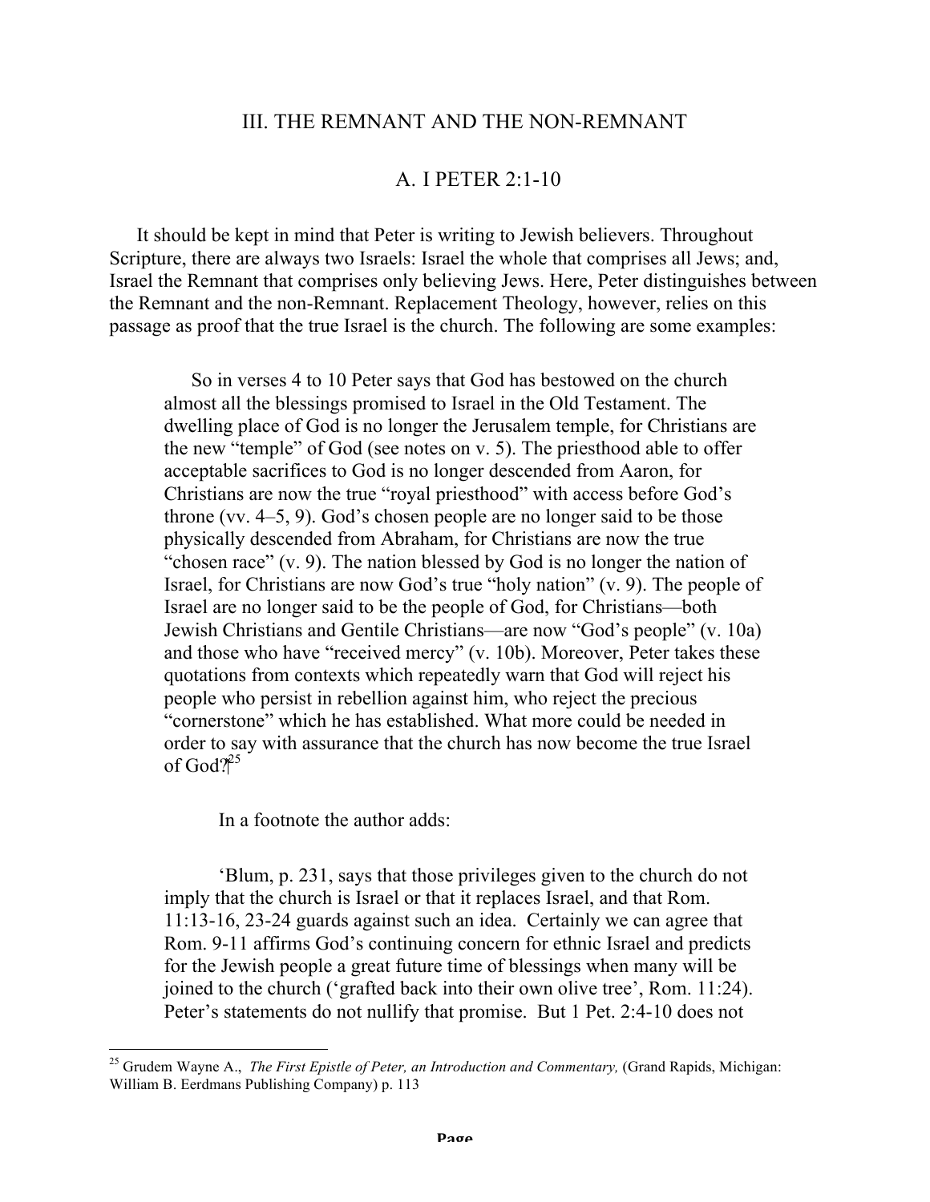## III. THE REMNANT AND THE NON-REMNANT

### A. I PETER 2:1-10

It should be kept in mind that Peter is writing to Jewish believers. Throughout Scripture, there are always two Israels: Israel the whole that comprises all Jews; and, Israel the Remnant that comprises only believing Jews. Here, Peter distinguishes between the Remnant and the non-Remnant. Replacement Theology, however, relies on this passage as proof that the true Israel is the church. The following are some examples:

> So in verses 4 to 10 Peter says that God has bestowed on the church almost all the blessings promised to Israel in the Old Testament. The dwelling place of God is no longer the Jerusalem temple, for Christians are the new "temple" of God (see notes on v. 5). The priesthood able to offer acceptable sacrifices to God is no longer descended from Aaron, for Christians are now the true "royal priesthood" with access before God's throne (vv. 4–5, 9). God's chosen people are no longer said to be those physically descended from Abraham, for Christians are now the true "chosen race" (v. 9). The nation blessed by God is no longer the nation of Israel, for Christians are now God's true "holy nation" (v. 9). The people of Israel are no longer said to be the people of God, for Christians—both Jewish Christians and Gentile Christians—are now "God's people" (v. 10a) and those who have "received mercy" (v. 10b). Moreover, Peter takes these quotations from contexts which repeatedly warn that God will reject his people who persist in rebellion against him, who reject the precious "cornerstone" which he has established. What more could be needed in order to say with assurance that the church has now become the true Israel of God?[25]

In a footnote the author adds:

> 'Blum, p. 231, says that those privileges given to the church do not imply that the church is Israel or that it replaces Israel, and that Rom. 11:13-16, 23-24 guards against such an idea. Certainly we can agree that Rom. 9-11 affirms God's continuing concern for ethnic Israel and predicts for the Jewish people a great future time of blessings when many will be joined to the church ('grafted back into their own olive tree', Rom. 11:24). Peter's statements do not nullify that promise. But 1 Pet. 2:4-10 does not

---

[25] Grudem Wayne A., *The First Epistle of Peter, an Introduction and Commentary,* (Grand Rapids, Michigan: William B. Eerdmans Publishing Company) p. 113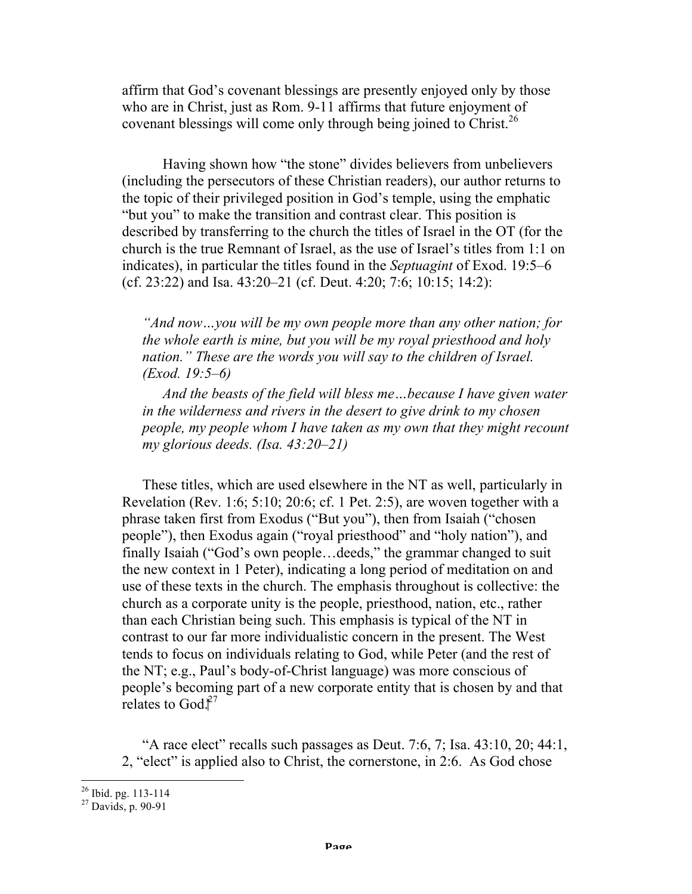affirm that God's covenant blessings are presently enjoyed only by those who are in Christ, just as Rom. 9-11 affirms that future enjoyment of covenant blessings will come only through being joined to Christ.[26]

Having shown how "the stone" divides believers from unbelievers (including the persecutors of these Christian readers), our author returns to the topic of their privileged position in God's temple, using the emphatic "but you" to make the transition and contrast clear. This position is described by transferring to the church the titles of Israel in the OT (for the church is the true Remnant of Israel, as the use of Israel's titles from 1:1 on indicates), in particular the titles found in the *Septuagint* of Exod. 19:5–6 (cf. 23:22) and Isa. 43:20–21 (cf. Deut. 4:20; 7:6; 10:15; 14:2):

> *"And now…you will be my own people more than any other nation; for the whole earth is mine, but you will be my royal priesthood and holy nation." These are the words you will say to the children of Israel. (Exod. 19:5–6)*
>
> *And the beasts of the field will bless me…because I have given water in the wilderness and rivers in the desert to give drink to my chosen people, my people whom I have taken as my own that they might recount my glorious deeds. (Isa. 43:20–21)*

These titles, which are used elsewhere in the NT as well, particularly in Revelation (Rev. 1:6; 5:10; 20:6; cf. 1 Pet. 2:5), are woven together with a phrase taken first from Exodus ("But you"), then from Isaiah ("chosen people"), then Exodus again ("royal priesthood" and "holy nation"), and finally Isaiah ("God's own people…deeds," the grammar changed to suit the new context in 1 Peter), indicating a long period of meditation on and use of these texts in the church. The emphasis throughout is collective: the church as a corporate unity is the people, priesthood, nation, etc., rather than each Christian being such. This emphasis is typical of the NT in contrast to our far more individualistic concern in the present. The West tends to focus on individuals relating to God, while Peter (and the rest of the NT; e.g., Paul's body-of-Christ language) was more conscious of people's becoming part of a new corporate entity that is chosen by and that relates to God.[27]

"A race elect" recalls such passages as Deut. 7:6, 7; Isa. 43:10, 20; 44:1, 2, "elect" is applied also to Christ, the cornerstone, in 2:6. As God chose

[26] Ibid. pg. 113-114

[27] Davids, p. 90-91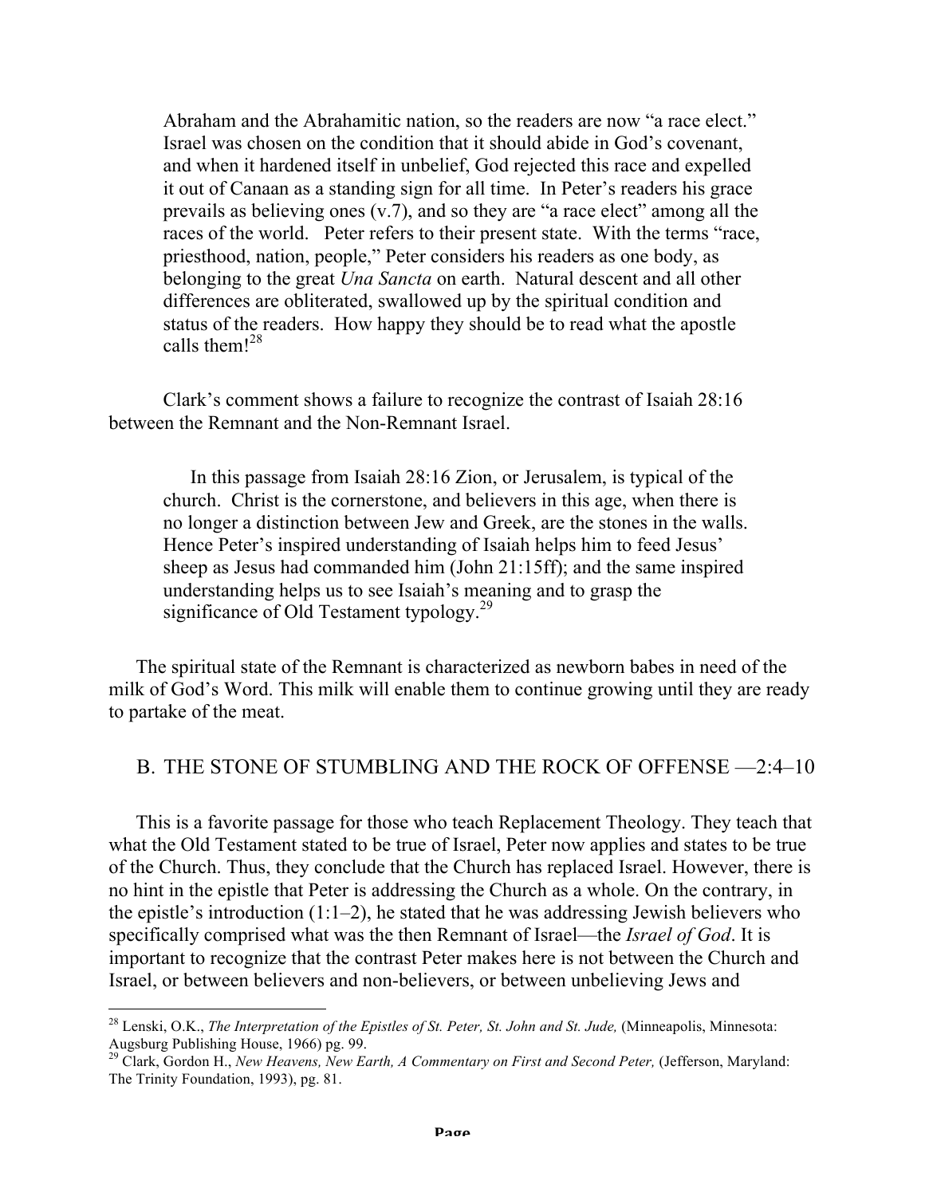> Abraham and the Abrahamitic nation, so the readers are now "a race elect." Israel was chosen on the condition that it should abide in God's covenant, and when it hardened itself in unbelief, God rejected this race and expelled it out of Canaan as a standing sign for all time. In Peter's readers his grace prevails as believing ones (v.7), and so they are "a race elect" among all the races of the world. Peter refers to their present state. With the terms "race, priesthood, nation, people," Peter considers his readers as one body, as belonging to the great *Una Sancta* on earth. Natural descent and all other differences are obliterated, swallowed up by the spiritual condition and status of the readers. How happy they should be to read what the apostle calls them![28]

Clark's comment shows a failure to recognize the contrast of Isaiah 28:16 between the Remnant and the Non-Remnant Israel.

> In this passage from Isaiah 28:16 Zion, or Jerusalem, is typical of the church. Christ is the cornerstone, and believers in this age, when there is no longer a distinction between Jew and Greek, are the stones in the walls. Hence Peter's inspired understanding of Isaiah helps him to feed Jesus' sheep as Jesus had commanded him (John 21:15ff); and the same inspired understanding helps us to see Isaiah's meaning and to grasp the significance of Old Testament typology.[29]

The spiritual state of the Remnant is characterized as newborn babes in need of the milk of God's Word. This milk will enable them to continue growing until they are ready to partake of the meat.

## B. THE STONE OF STUMBLING AND THE ROCK OF OFFENSE —2:4–10

This is a favorite passage for those who teach Replacement Theology. They teach that what the Old Testament stated to be true of Israel, Peter now applies and states to be true of the Church. Thus, they conclude that the Church has replaced Israel. However, there is no hint in the epistle that Peter is addressing the Church as a whole. On the contrary, in the epistle's introduction (1:1–2), he stated that he was addressing Jewish believers who specifically comprised what was the then Remnant of Israel—the *Israel of God*. It is important to recognize that the contrast Peter makes here is not between the Church and Israel, or between believers and non-believers, or between unbelieving Jews and

---

[28] Lenski, O.K., *The Interpretation of the Epistles of St. Peter, St. John and St. Jude,* (Minneapolis, Minnesota: Augsburg Publishing House, 1966) pg. 99.

[29] Clark, Gordon H., *New Heavens, New Earth, A Commentary on First and Second Peter,* (Jefferson, Maryland: The Trinity Foundation, 1993), pg. 81.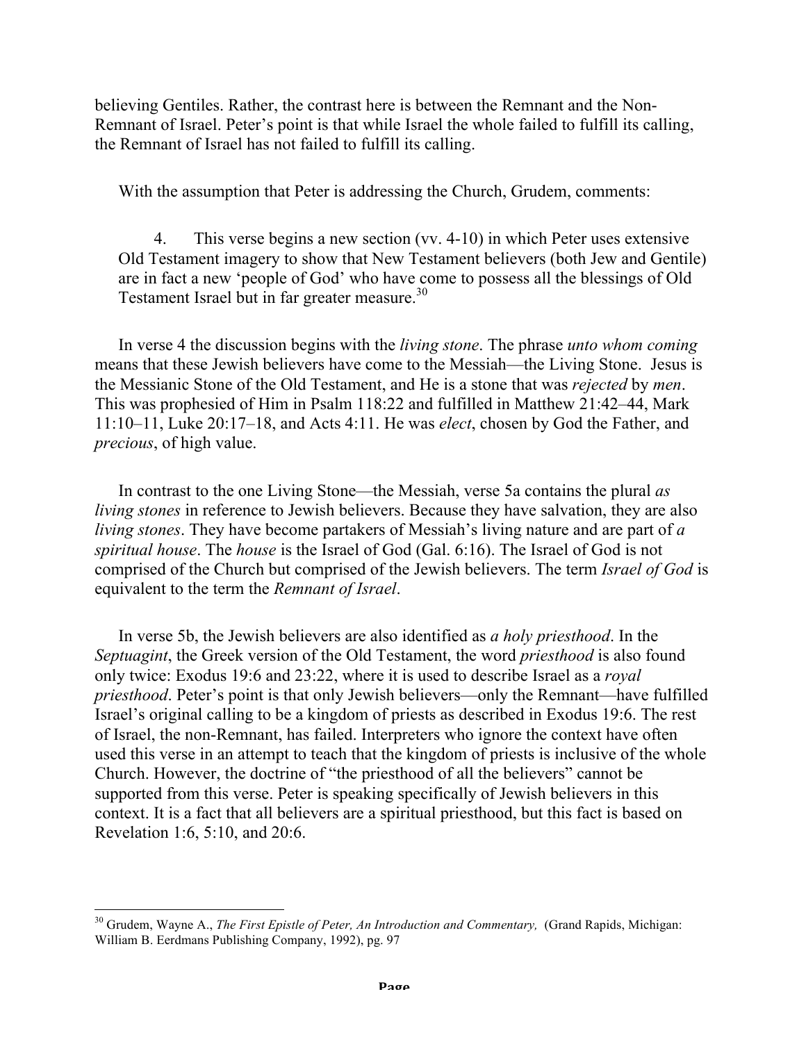believing Gentiles. Rather, the contrast here is between the Remnant and the Non-Remnant of Israel. Peter's point is that while Israel the whole failed to fulfill its calling, the Remnant of Israel has not failed to fulfill its calling.

With the assumption that Peter is addressing the Church, Grudem, comments:

> 4. This verse begins a new section (vv. 4-10) in which Peter uses extensive Old Testament imagery to show that New Testament believers (both Jew and Gentile) are in fact a new 'people of God' who have come to possess all the blessings of Old Testament Israel but in far greater measure.[30]

In verse 4 the discussion begins with the *living stone*. The phrase *unto whom coming* means that these Jewish believers have come to the Messiah—the Living Stone. Jesus is the Messianic Stone of the Old Testament, and He is a stone that was *rejected* by *men*. This was prophesied of Him in Psalm 118:22 and fulfilled in Matthew 21:42–44, Mark 11:10–11, Luke 20:17–18, and Acts 4:11. He was *elect*, chosen by God the Father, and *precious*, of high value.

In contrast to the one Living Stone—the Messiah, verse 5a contains the plural *as living stones* in reference to Jewish believers. Because they have salvation, they are also *living stones*. They have become partakers of Messiah's living nature and are part of *a spiritual house*. The *house* is the Israel of God (Gal. 6:16). The Israel of God is not comprised of the Church but comprised of the Jewish believers. The term *Israel of God* is equivalent to the term the *Remnant of Israel*.

In verse 5b, the Jewish believers are also identified as *a holy priesthood*. In the *Septuagint*, the Greek version of the Old Testament, the word *priesthood* is also found only twice: Exodus 19:6 and 23:22, where it is used to describe Israel as a *royal priesthood*. Peter's point is that only Jewish believers—only the Remnant—have fulfilled Israel's original calling to be a kingdom of priests as described in Exodus 19:6. The rest of Israel, the non-Remnant, has failed. Interpreters who ignore the context have often used this verse in an attempt to teach that the kingdom of priests is inclusive of the whole Church. However, the doctrine of "the priesthood of all the believers" cannot be supported from this verse. Peter is speaking specifically of Jewish believers in this context. It is a fact that all believers are a spiritual priesthood, but this fact is based on Revelation 1:6, 5:10, and 20:6.

---

[30] Grudem, Wayne A., *The First Epistle of Peter, An Introduction and Commentary,* (Grand Rapids, Michigan: William B. Eerdmans Publishing Company, 1992), pg. 97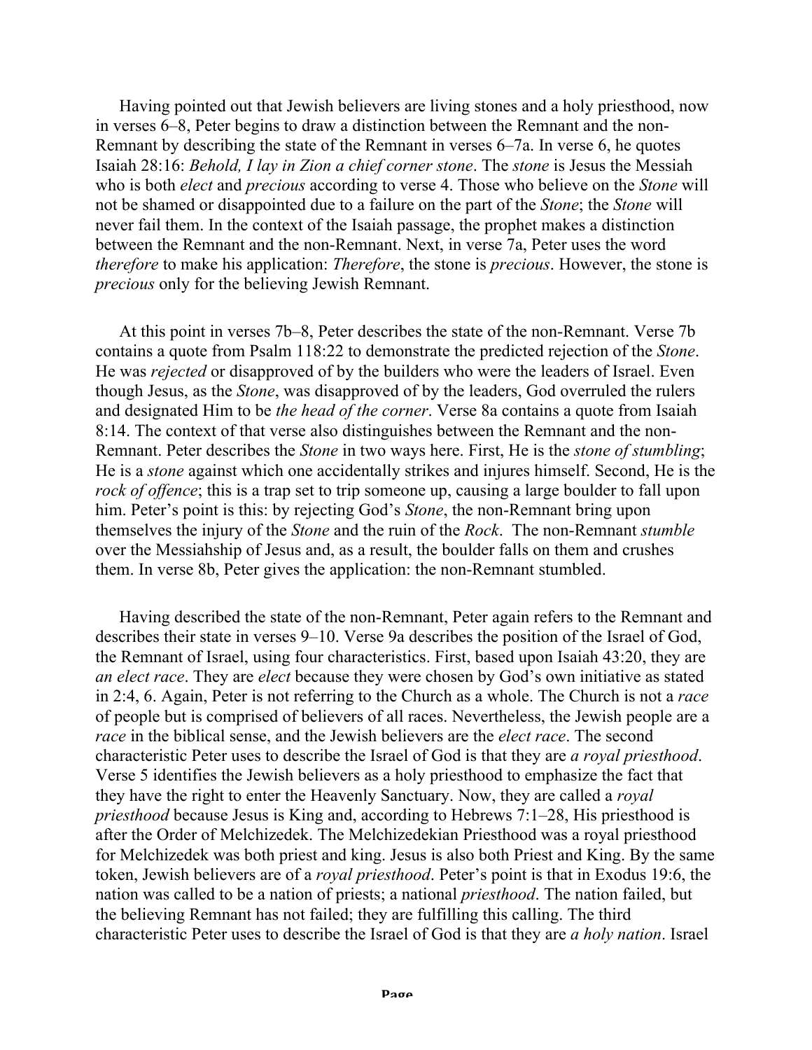Having pointed out that Jewish believers are living stones and a holy priesthood, now in verses 6–8, Peter begins to draw a distinction between the Remnant and the non-Remnant by describing the state of the Remnant in verses 6–7a. In verse 6, he quotes Isaiah 28:16: *Behold, I lay in Zion a chief corner stone*. The *stone* is Jesus the Messiah who is both *elect* and *precious* according to verse 4. Those who believe on the *Stone* will not be shamed or disappointed due to a failure on the part of the *Stone*; the *Stone* will never fail them. In the context of the Isaiah passage, the prophet makes a distinction between the Remnant and the non-Remnant. Next, in verse 7a, Peter uses the word *therefore* to make his application: *Therefore*, the stone is *precious*. However, the stone is *precious* only for the believing Jewish Remnant.

At this point in verses 7b–8, Peter describes the state of the non-Remnant. Verse 7b contains a quote from Psalm 118:22 to demonstrate the predicted rejection of the *Stone*. He was *rejected* or disapproved of by the builders who were the leaders of Israel. Even though Jesus, as the *Stone*, was disapproved of by the leaders, God overruled the rulers and designated Him to be *the head of the corner*. Verse 8a contains a quote from Isaiah 8:14. The context of that verse also distinguishes between the Remnant and the non-Remnant. Peter describes the *Stone* in two ways here. First, He is the *stone of stumbling*; He is a *stone* against which one accidentally strikes and injures himself. Second, He is the *rock of offence*; this is a trap set to trip someone up, causing a large boulder to fall upon him. Peter's point is this: by rejecting God's *Stone*, the non-Remnant bring upon themselves the injury of the *Stone* and the ruin of the *Rock*. The non-Remnant *stumble* over the Messiahship of Jesus and, as a result, the boulder falls on them and crushes them. In verse 8b, Peter gives the application: the non-Remnant stumbled.

Having described the state of the non-Remnant, Peter again refers to the Remnant and describes their state in verses 9–10. Verse 9a describes the position of the Israel of God, the Remnant of Israel, using four characteristics. First, based upon Isaiah 43:20, they are *an elect race*. They are *elect* because they were chosen by God's own initiative as stated in 2:4, 6. Again, Peter is not referring to the Church as a whole. The Church is not a *race* of people but is comprised of believers of all races. Nevertheless, the Jewish people are a *race* in the biblical sense, and the Jewish believers are the *elect race*. The second characteristic Peter uses to describe the Israel of God is that they are *a royal priesthood*. Verse 5 identifies the Jewish believers as a holy priesthood to emphasize the fact that they have the right to enter the Heavenly Sanctuary. Now, they are called a *royal priesthood* because Jesus is King and, according to Hebrews 7:1–28, His priesthood is after the Order of Melchizedek. The Melchizedekian Priesthood was a royal priesthood for Melchizedek was both priest and king. Jesus is also both Priest and King. By the same token, Jewish believers are of a *royal priesthood*. Peter's point is that in Exodus 19:6, the nation was called to be a nation of priests; a national *priesthood*. The nation failed, but the believing Remnant has not failed; they are fulfilling this calling. The third characteristic Peter uses to describe the Israel of God is that they are *a holy nation*. Israel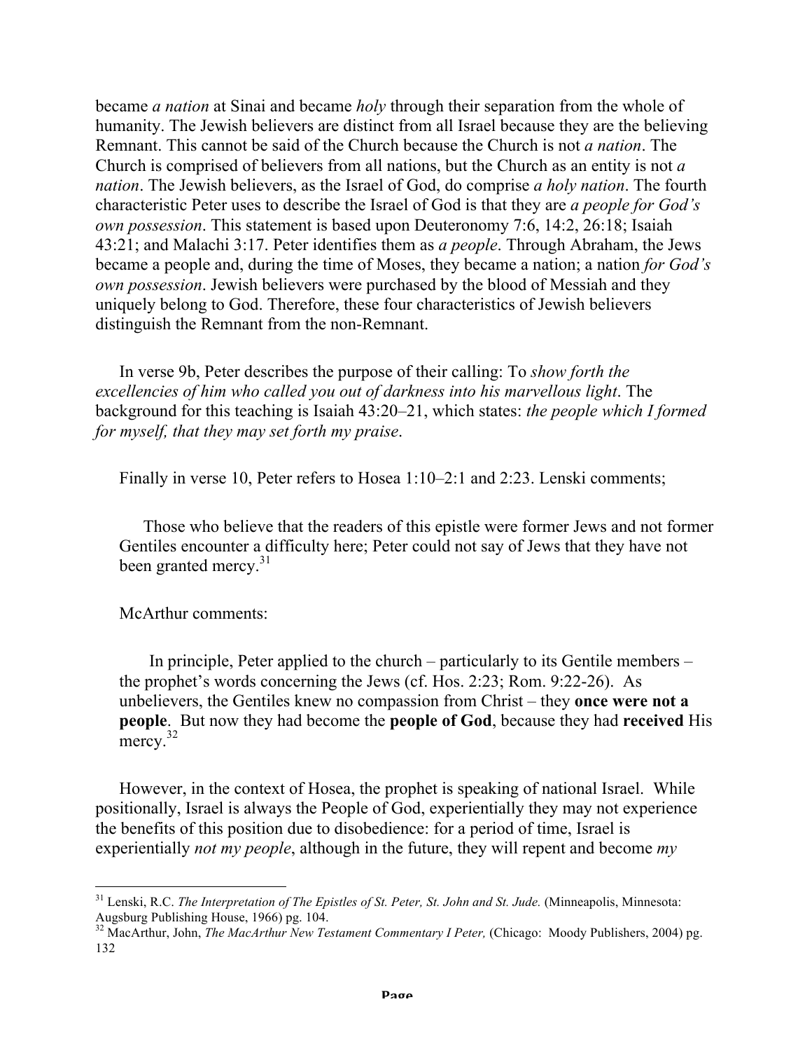became *a nation* at Sinai and became *holy* through their separation from the whole of humanity. The Jewish believers are distinct from all Israel because they are the believing Remnant. This cannot be said of the Church because the Church is not *a nation*. The Church is comprised of believers from all nations, but the Church as an entity is not *a nation*. The Jewish believers, as the Israel of God, do comprise *a holy nation*. The fourth characteristic Peter uses to describe the Israel of God is that they are *a people for God's own possession*. This statement is based upon Deuteronomy 7:6, 14:2, 26:18; Isaiah 43:21; and Malachi 3:17. Peter identifies them as *a people*. Through Abraham, the Jews became a people and, during the time of Moses, they became a nation; a nation *for God's own possession*. Jewish believers were purchased by the blood of Messiah and they uniquely belong to God. Therefore, these four characteristics of Jewish believers distinguish the Remnant from the non-Remnant.

In verse 9b, Peter describes the purpose of their calling: To *show forth the excellencies of him who called you out of darkness into his marvellous light*. The background for this teaching is Isaiah 43:20–21, which states: *the people which I formed for myself, that they may set forth my praise*.

Finally in verse 10, Peter refers to Hosea 1:10–2:1 and 2:23. Lenski comments;

> Those who believe that the readers of this epistle were former Jews and not former Gentiles encounter a difficulty here; Peter could not say of Jews that they have not been granted mercy.[31]

McArthur comments:

> In principle, Peter applied to the church – particularly to its Gentile members – the prophet's words concerning the Jews (cf. Hos. 2:23; Rom. 9:22-26). As unbelievers, the Gentiles knew no compassion from Christ – they **once were not a people**. But now they had become the **people of God**, because they had **received** His mercy.[32]

However, in the context of Hosea, the prophet is speaking of national Israel. While positionally, Israel is always the People of God, experientially they may not experience the benefits of this position due to disobedience: for a period of time, Israel is experientially *not my people*, although in the future, they will repent and become *my*

---

[31] Lenski, R.C. *The Interpretation of The Epistles of St. Peter, St. John and St. Jude.* (Minneapolis, Minnesota: Augsburg Publishing House, 1966) pg. 104.

[32] MacArthur, John, *The MacArthur New Testament Commentary I Peter,* (Chicago: Moody Publishers, 2004) pg. 132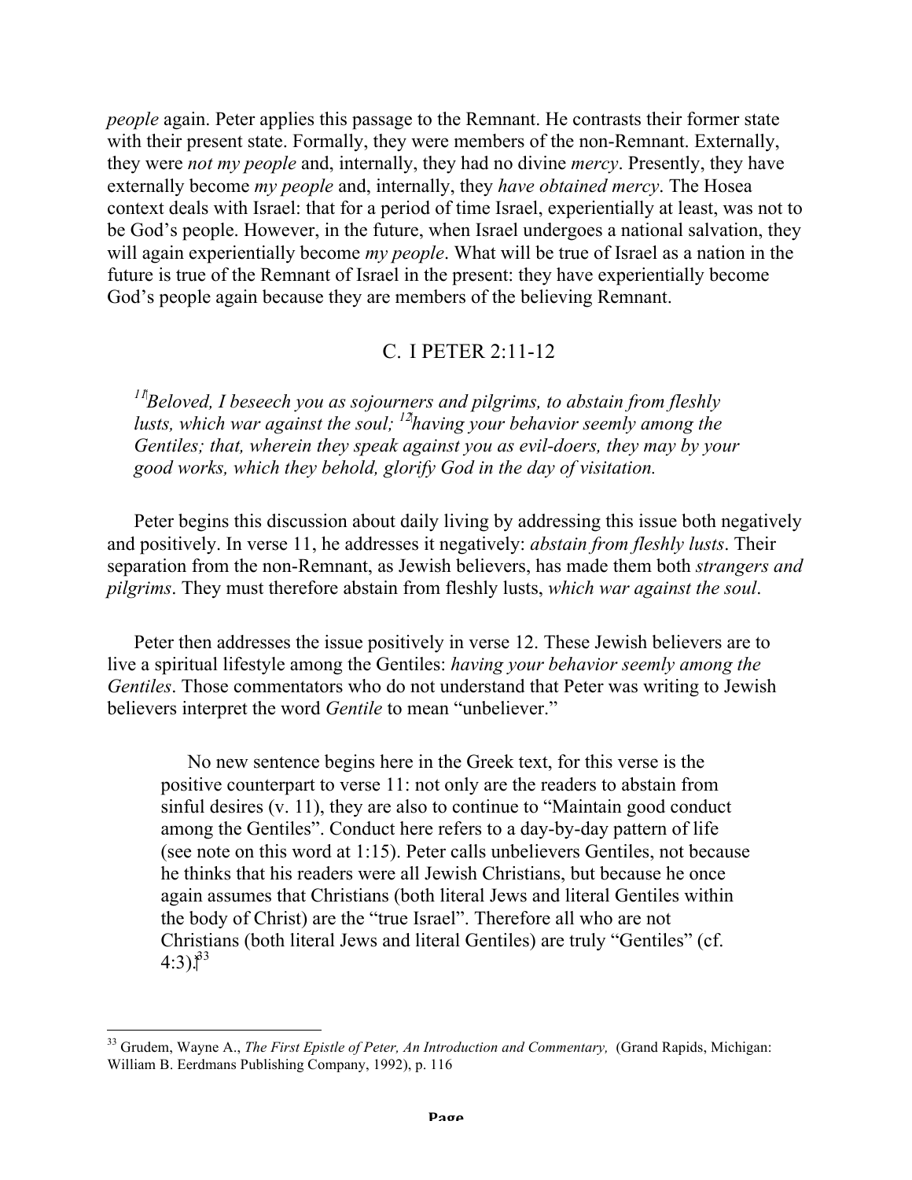*people* again. Peter applies this passage to the Remnant. He contrasts their former state with their present state. Formally, they were members of the non-Remnant. Externally, they were *not my people* and, internally, they had no divine *mercy*. Presently, they have externally become *my people* and, internally, they *have obtained mercy*. The Hosea context deals with Israel: that for a period of time Israel, experientially at least, was not to be God's people. However, in the future, when Israel undergoes a national salvation, they will again experientially become *my people*. What will be true of Israel as a nation in the future is true of the Remnant of Israel in the present: they have experientially become God's people again because they are members of the believing Remnant.

## C. I PETER 2:11-12

> [11]*Beloved, I beseech you as sojourners and pilgrims, to abstain from fleshly lusts, which war against the soul;* [12]*having your behavior seemly among the Gentiles; that, wherein they speak against you as evil-doers, they may by your good works, which they behold, glorify God in the day of visitation.*

Peter begins this discussion about daily living by addressing this issue both negatively and positively. In verse 11, he addresses it negatively: *abstain from fleshly lusts*. Their separation from the non-Remnant, as Jewish believers, has made them both *strangers and pilgrims*. They must therefore abstain from fleshly lusts, *which war against the soul*.

Peter then addresses the issue positively in verse 12. These Jewish believers are to live a spiritual lifestyle among the Gentiles: *having your behavior seemly among the Gentiles*. Those commentators who do not understand that Peter was writing to Jewish believers interpret the word *Gentile* to mean "unbeliever."

> No new sentence begins here in the Greek text, for this verse is the positive counterpart to verse 11: not only are the readers to abstain from sinful desires (v. 11), they are also to continue to "Maintain good conduct among the Gentiles". Conduct here refers to a day-by-day pattern of life (see note on this word at 1:15). Peter calls unbelievers Gentiles, not because he thinks that his readers were all Jewish Christians, but because he once again assumes that Christians (both literal Jews and literal Gentiles within the body of Christ) are the "true Israel". Therefore all who are not Christians (both literal Jews and literal Gentiles) are truly "Gentiles" (cf. 4:3).[33]

---

[33] Grudem, Wayne A., *The First Epistle of Peter, An Introduction and Commentary,* (Grand Rapids, Michigan: William B. Eerdmans Publishing Company, 1992), p. 116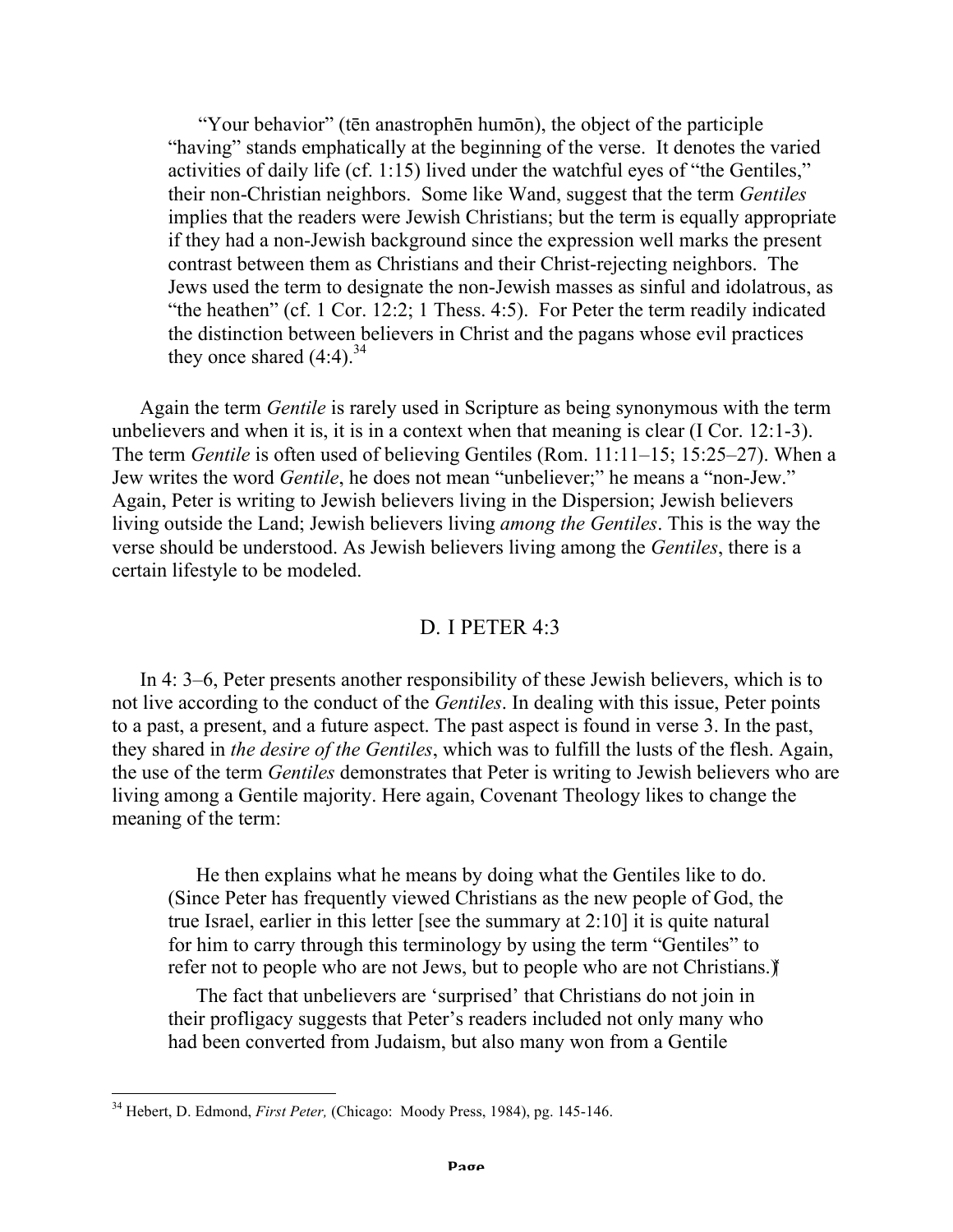> "Your behavior" (tēn anastrophēn humōn), the object of the participle "having" stands emphatically at the beginning of the verse. It denotes the varied activities of daily life (cf. 1:15) lived under the watchful eyes of "the Gentiles," their non-Christian neighbors. Some like Wand, suggest that the term *Gentiles* implies that the readers were Jewish Christians; but the term is equally appropriate if they had a non-Jewish background since the expression well marks the present contrast between them as Christians and their Christ-rejecting neighbors. The Jews used the term to designate the non-Jewish masses as sinful and idolatrous, as "the heathen" (cf. 1 Cor. 12:2; 1 Thess. 4:5). For Peter the term readily indicated the distinction between believers in Christ and the pagans whose evil practices they once shared (4:4).[34]

Again the term *Gentile* is rarely used in Scripture as being synonymous with the term unbelievers and when it is, it is in a context when that meaning is clear (I Cor. 12:1-3). The term *Gentile* is often used of believing Gentiles (Rom. 11:11–15; 15:25–27). When a Jew writes the word *Gentile*, he does not mean "unbeliever;" he means a "non-Jew." Again, Peter is writing to Jewish believers living in the Dispersion; Jewish believers living outside the Land; Jewish believers living *among the Gentiles*. This is the way the verse should be understood. As Jewish believers living among the *Gentiles*, there is a certain lifestyle to be modeled.

## D. I PETER 4:3

In 4: 3–6, Peter presents another responsibility of these Jewish believers, which is to not live according to the conduct of the *Gentiles*. In dealing with this issue, Peter points to a past, a present, and a future aspect. The past aspect is found in verse 3. In the past, they shared in *the desire of the Gentiles*, which was to fulfill the lusts of the flesh. Again, the use of the term *Gentiles* demonstrates that Peter is writing to Jewish believers who are living among a Gentile majority. Here again, Covenant Theology likes to change the meaning of the term:

> He then explains what he means by doing what the Gentiles like to do. (Since Peter has frequently viewed Christians as the new people of God, the true Israel, earlier in this letter [see the summary at 2:10] it is quite natural for him to carry through this terminology by using the term "Gentiles" to refer not to people who are not Jews, but to people who are not Christians.)
>
> The fact that unbelievers are 'surprised' that Christians do not join in their profligacy suggests that Peter's readers included not only many who had been converted from Judaism, but also many won from a Gentile

---

[34] Hebert, D. Edmond, *First Peter,* (Chicago: Moody Press, 1984), pg. 145-146.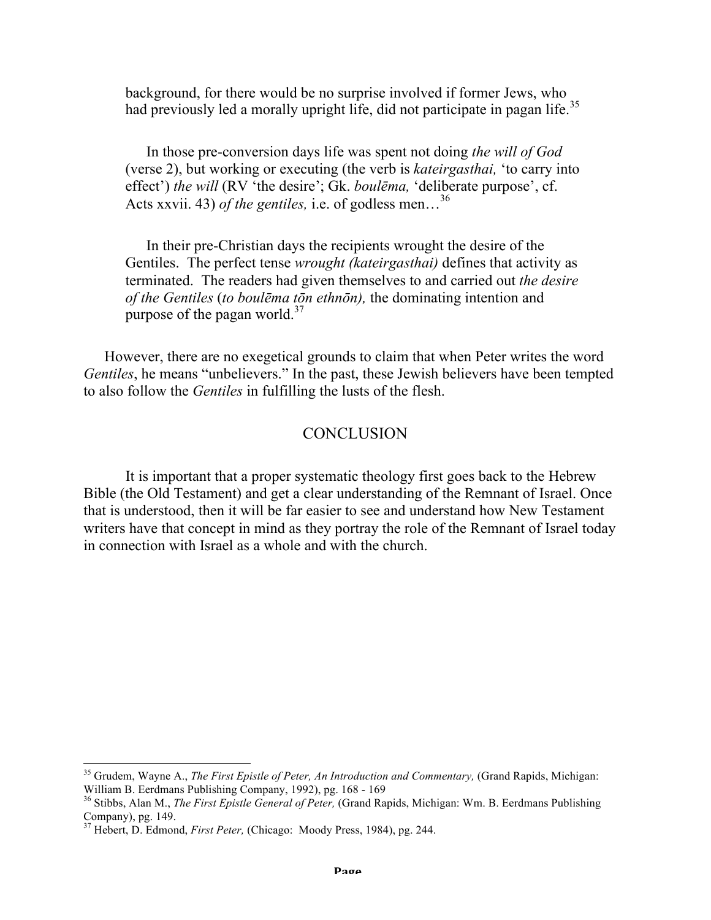> background, for there would be no surprise involved if former Jews, who had previously led a morally upright life, did not participate in pagan life.[35]

> In those pre-conversion days life was spent not doing *the will of God* (verse 2), but working or executing (the verb is *kateirgasthai,* 'to carry into effect') *the will* (RV 'the desire'; Gk. *boulēma,* 'deliberate purpose', cf. Acts xxvii. 43) *of the gentiles,* i.e. of godless men…[36]

> In their pre-Christian days the recipients wrought the desire of the Gentiles. The perfect tense *wrought (kateirgasthai)* defines that activity as terminated. The readers had given themselves to and carried out *the desire of the Gentiles* (*to boulēma tōn ethnōn),* the dominating intention and purpose of the pagan world.[37]

However, there are no exegetical grounds to claim that when Peter writes the word *Gentiles*, he means "unbelievers." In the past, these Jewish believers have been tempted to also follow the *Gentiles* in fulfilling the lusts of the flesh.

## CONCLUSION

It is important that a proper systematic theology first goes back to the Hebrew Bible (the Old Testament) and get a clear understanding of the Remnant of Israel. Once that is understood, then it will be far easier to see and understand how New Testament writers have that concept in mind as they portray the role of the Remnant of Israel today in connection with Israel as a whole and with the church.

---

[35] Grudem, Wayne A., *The First Epistle of Peter, An Introduction and Commentary,* (Grand Rapids, Michigan: William B. Eerdmans Publishing Company, 1992), pg. 168 - 169

[36] Stibbs, Alan M., *The First Epistle General of Peter,* (Grand Rapids, Michigan: Wm. B. Eerdmans Publishing Company), pg. 149.

[37] Hebert, D. Edmond, *First Peter,* (Chicago: Moody Press, 1984), pg. 244.